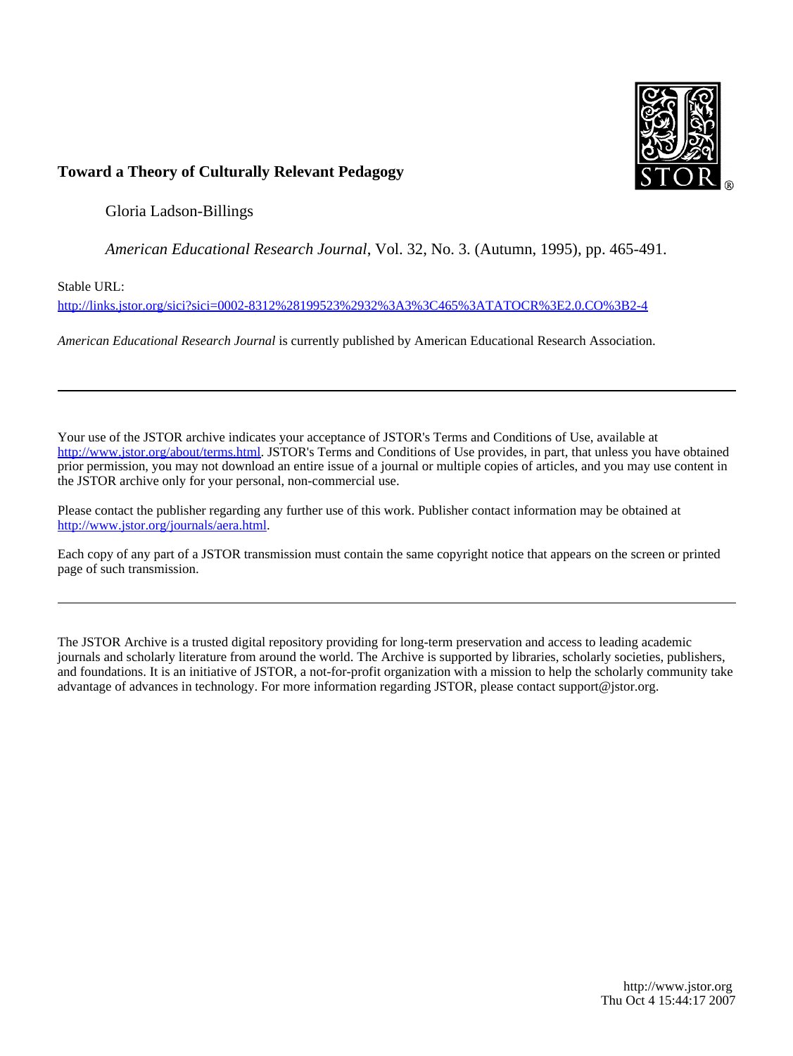**Toward a Theory of Culturally Relevant Pedagogy**

Gloria Ladson-Billings

*American Educational Research Journal*, Vol. 32, No. 3. (Autumn, 1995), pp. 465-491.

Stable URL:

http://links.jstor.org/sici?sici=0002-8312%28199523%2932%3A3%3C465%3ATATOCR%3E2.0.CO%3B2-4

*American Educational Research Journal* is currently published by American Educational Research Association.

---

Your use of the JSTOR archive indicates your acceptance of JSTOR's Terms and Conditions of Use, available at http://www.jstor.org/about/terms.html. JSTOR's Terms and Conditions of Use provides, in part, that unless you have obtained prior permission, you may not download an entire issue of a journal or multiple copies of articles, and you may use content in the JSTOR archive only for your personal, non-commercial use.

Please contact the publisher regarding any further use of this work. Publisher contact information may be obtained at http://www.jstor.org/journals/aera.html.

Each copy of any part of a JSTOR transmission must contain the same copyright notice that appears on the screen or printed page of such transmission.

---

The JSTOR Archive is a trusted digital repository providing for long-term preservation and access to leading academic journals and scholarly literature from around the world. The Archive is supported by libraries, scholarly societies, publishers, and foundations. It is an initiative of JSTOR, a not-for-profit organization with a mission to help the scholarly community take advantage of advances in technology. For more information regarding JSTOR, please contact support@jstor.org.

http://www.jstor.org
Thu Oct 4 15:44:17 2007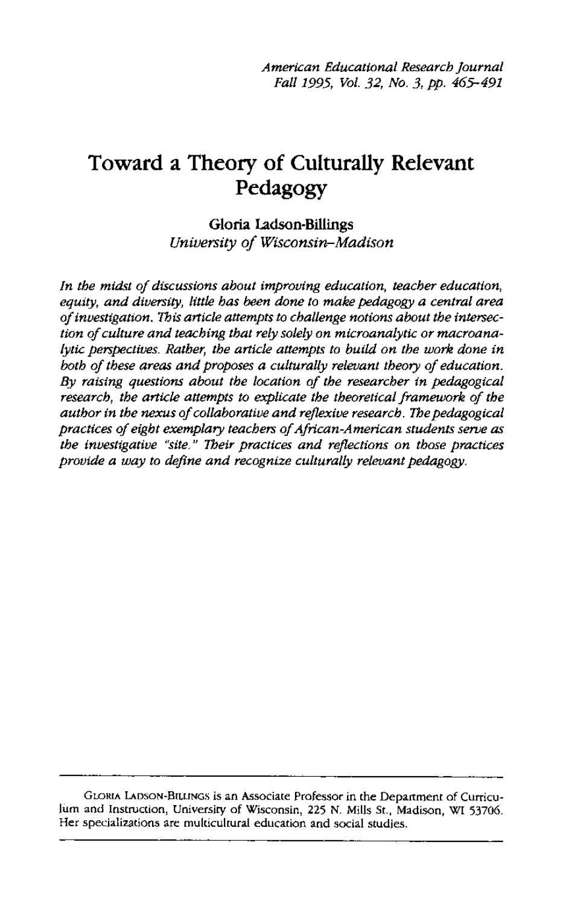# Toward a Theory of Culturally Relevant Pedagogy

**Gloria Ladson-Billings**
*University of Wisconsin–Madison*

*In the midst of discussions about improving education, teacher education, equity, and diversity, little has been done to make pedagogy a central area of investigation. This article attempts to challenge notions about the intersection of culture and teaching that rely solely on microanalytic or macroanalytic perspectives. Rather, the article attempts to build on the work done in both of these areas and proposes a culturally relevant theory of education. By raising questions about the location of the researcher in pedagogical research, the article attempts to explicate the theoretical framework of the author in the nexus of collaborative and reflexive research. The pedagogical practices of eight exemplary teachers of African-American students serve as the investigative "site." Their practices and reflections on those practices provide a way to define and recognize culturally relevant pedagogy.*

---

GLORIA LADSON-BILLINGS is an Associate Professor in the Department of Curriculum and Instruction, University of Wisconsin, 225 N. Mills St., Madison, WI 53706. Her specializations are multicultural education and social studies.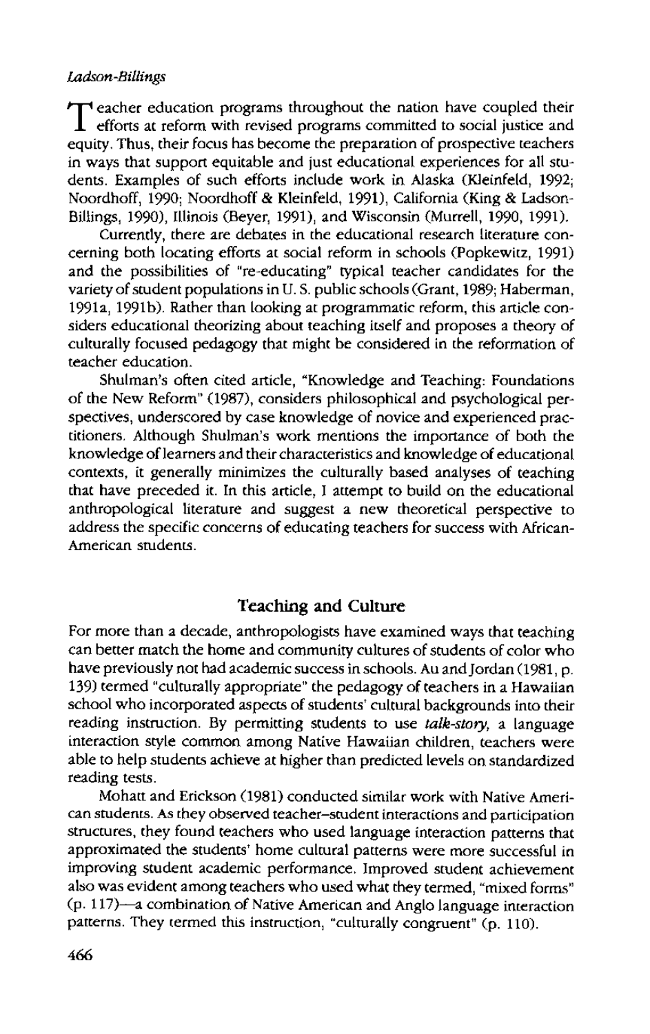Teacher education programs throughout the nation have coupled their efforts at reform with revised programs committed to social justice and equity. Thus, their focus has become the preparation of prospective teachers in ways that support equitable and just educational experiences for all students. Examples of such efforts include work in Alaska (Kleinfeld, 1992; Noordhoff, 1990; Noordhoff & Kleinfeld, 1991), California (King & Ladson-Billings, 1990), Illinois (Beyer, 1991), and Wisconsin (Murrell, 1990, 1991).

Currently, there are debates in the educational research literature concerning both locating efforts at social reform in schools (Popkewitz, 1991) and the possibilities of "re-educating" typical teacher candidates for the variety of student populations in U. S. public schools (Grant, 1989; Haberman, 1991a, 1991b). Rather than looking at programmatic reform, this article considers educational theorizing about teaching itself and proposes a theory of culturally focused pedagogy that might be considered in the reformation of teacher education.

Shulman's often cited article, "Knowledge and Teaching: Foundations of the New Reform" (1987), considers philosophical and psychological perspectives, underscored by case knowledge of novice and experienced practitioners. Although Shulman's work mentions the importance of both the knowledge of learners and their characteristics and knowledge of educational contexts, it generally minimizes the culturally based analyses of teaching that have preceded it. In this article, I attempt to build on the educational anthropological literature and suggest a new theoretical perspective to address the specific concerns of educating teachers for success with African-American students.

## Teaching and Culture

For more than a decade, anthropologists have examined ways that teaching can better match the home and community cultures of students of color who have previously not had academic success in schools. Au and Jordan (1981, p. 139) termed "culturally appropriate" the pedagogy of teachers in a Hawaiian school who incorporated aspects of students' cultural backgrounds into their reading instruction. By permitting students to use *talk-story*, a language interaction style common among Native Hawaiian children, teachers were able to help students achieve at higher than predicted levels on standardized reading tests.

Mohatt and Erickson (1981) conducted similar work with Native American students. As they observed teacher–student interactions and participation structures, they found teachers who used language interaction patterns that approximated the students' home cultural patterns were more successful in improving student academic performance. Improved student achievement also was evident among teachers who used what they termed, "mixed forms" (p. 117)—a combination of Native American and Anglo language interaction patterns. They termed this instruction, "culturally congruent" (p. 110).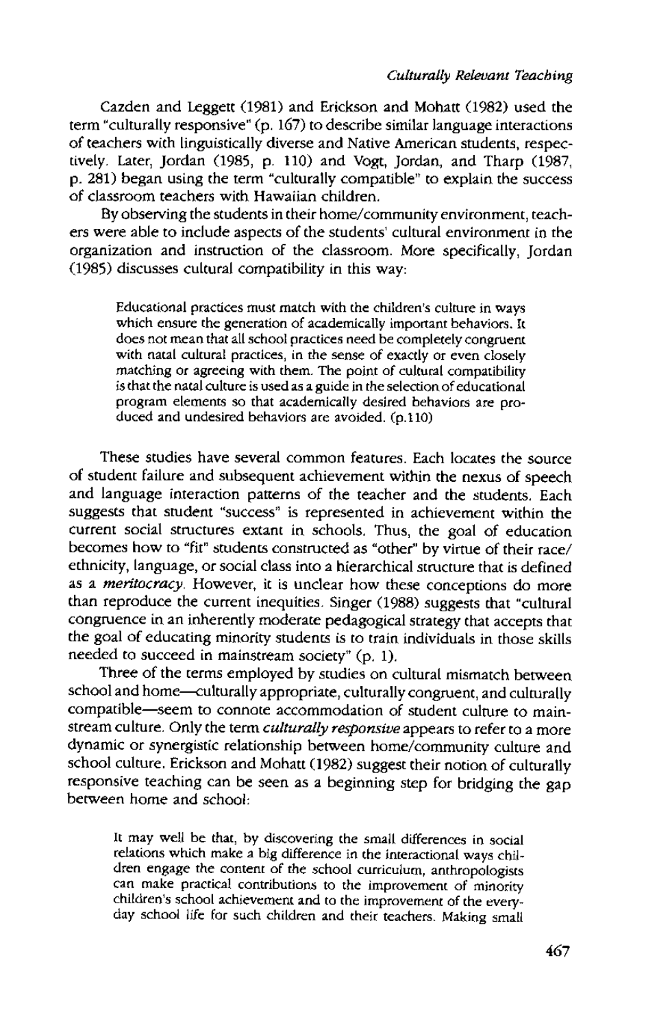Cazden and Leggett (1981) and Erickson and Mohatt (1982) used the term "culturally responsive" (p. 167) to describe similar language interactions of teachers with linguistically diverse and Native American students, respectively. Later, Jordan (1985, p. 110) and Vogt, Jordan, and Tharp (1987, p. 281) began using the term "culturally compatible" to explain the success of classroom teachers with Hawaiian children.

By observing the students in their home/community environment, teachers were able to include aspects of the students' cultural environment in the organization and instruction of the classroom. More specifically, Jordan (1985) discusses cultural compatibility in this way:

> Educational practices must match with the children's culture in ways which ensure the generation of academically important behaviors. It does not mean that all school practices need be completely congruent with natal cultural practices, in the sense of exactly or even closely matching or agreeing with them. The point of cultural compatibility is that the natal culture is used as a guide in the selection of educational program elements so that academically desired behaviors are produced and undesired behaviors are avoided. (p.110)

These studies have several common features. Each locates the source of student failure and subsequent achievement within the nexus of speech and language interaction patterns of the teacher and the students. Each suggests that student "success" is represented in achievement within the current social structures extant in schools. Thus, the goal of education becomes how to "fit" students constructed as "other" by virtue of their race/ethnicity, language, or social class into a hierarchical structure that is defined as a *meritocracy*. However, it is unclear how these conceptions do more than reproduce the current inequities. Singer (1988) suggests that "cultural congruence in an inherently moderate pedagogical strategy that accepts that the goal of educating minority students is to train individuals in those skills needed to succeed in mainstream society" (p. 1).

Three of the terms employed by studies on cultural mismatch between school and home—culturally appropriate, culturally congruent, and culturally compatible—seem to connote accommodation of student culture to mainstream culture. Only the term *culturally responsive* appears to refer to a more dynamic or synergistic relationship between home/community culture and school culture. Erickson and Mohatt (1982) suggest their notion of culturally responsive teaching can be seen as a beginning step for bridging the gap between home and school:

> It may well be that, by discovering the small differences in social relations which make a big difference in the interactional ways children engage the content of the school curriculum, anthropologists can make practical contributions to the improvement of minority children's school achievement and to the improvement of the everyday school life for such children and their teachers. Making small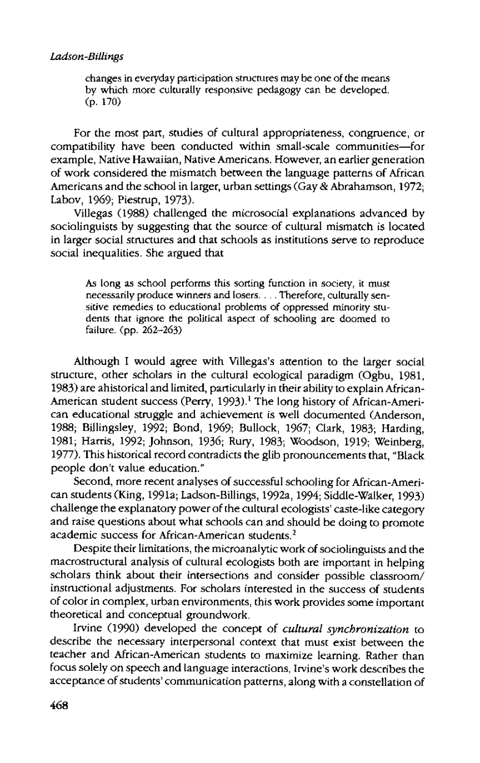> changes in everyday participation structures may be one of the means by which more culturally responsive pedagogy can be developed. (p. 170)

For the most part, studies of cultural appropriateness, congruence, or compatibility have been conducted within small-scale communities—for example, Native Hawaiian, Native Americans. However, an earlier generation of work considered the mismatch between the language patterns of African Americans and the school in larger, urban settings (Gay & Abrahamson, 1972; Labov, 1969; Piestrup, 1973).

Villegas (1988) challenged the microsocial explanations advanced by sociolinguists by suggesting that the source of cultural mismatch is located in larger social structures and that schools as institutions serve to reproduce social inequalities. She argued that

> As long as school performs this sorting function in society, it must necessarily produce winners and losers. . . . Therefore, culturally sensitive remedies to educational problems of oppressed minority students that ignore the political aspect of schooling are doomed to failure. (pp. 262–263)

Although I would agree with Villegas's attention to the larger social structure, other scholars in the cultural ecological paradigm (Ogbu, 1981, 1983) are ahistorical and limited, particularly in their ability to explain African-American student success (Perry, 1993).[1] The long history of African-American educational struggle and achievement is well documented (Anderson, 1988; Billingsley, 1992; Bond, 1969; Bullock, 1967; Clark, 1983; Harding, 1981; Harris, 1992; Johnson, 1936; Rury, 1983; Woodson, 1919; Weinberg, 1977). This historical record contradicts the glib pronouncements that, "Black people don't value education."

Second, more recent analyses of successful schooling for African-American students (King, 1991a; Ladson-Billings, 1992a, 1994; Siddle-Walker, 1993) challenge the explanatory power of the cultural ecologists' caste-like category and raise questions about what schools can and should be doing to promote academic success for African-American students.[2]

Despite their limitations, the microanalytic work of sociolinguists and the macrostructural analysis of cultural ecologists both are important in helping scholars think about their intersections and consider possible classroom/instructional adjustments. For scholars interested in the success of students of color in complex, urban environments, this work provides some important theoretical and conceptual groundwork.

Irvine (1990) developed the concept of *cultural synchronization* to describe the necessary interpersonal context that must exist between the teacher and African-American students to maximize learning. Rather than focus solely on speech and language interactions, Irvine's work describes the acceptance of students' communication patterns, along with a constellation of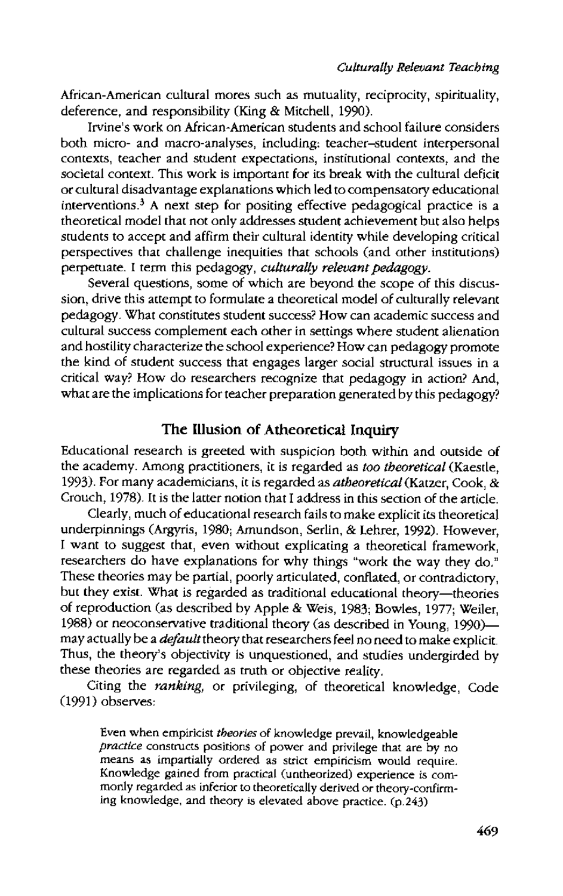African-American cultural mores such as mutuality, reciprocity, spirituality, deference, and responsibility (King & Mitchell, 1990).

Irvine's work on African-American students and school failure considers both micro- and macro-analyses, including: teacher–student interpersonal contexts, teacher and student expectations, institutional contexts, and the societal context. This work is important for its break with the cultural deficit or cultural disadvantage explanations which led to compensatory educational interventions.[3] A next step for positing effective pedagogical practice is a theoretical model that not only addresses student achievement but also helps students to accept and affirm their cultural identity while developing critical perspectives that challenge inequities that schools (and other institutions) perpetuate. I term this pedagogy, *culturally relevant pedagogy*.

Several questions, some of which are beyond the scope of this discussion, drive this attempt to formulate a theoretical model of culturally relevant pedagogy. What constitutes student success? How can academic success and cultural success complement each other in settings where student alienation and hostility characterize the school experience? How can pedagogy promote the kind of student success that engages larger social structural issues in a critical way? How do researchers recognize that pedagogy in action? And, what are the implications for teacher preparation generated by this pedagogy?

## The Illusion of Atheoretical Inquiry

Educational research is greeted with suspicion both within and outside of the academy. Among practitioners, it is regarded as *too theoretical* (Kaestle, 1993). For many academicians, it is regarded as *atheoretical* (Katzer, Cook, & Crouch, 1978). It is the latter notion that I address in this section of the article.

Clearly, much of educational research fails to make explicit its theoretical underpinnings (Argyris, 1980; Amundson, Serlin, & Lehrer, 1992). However, I want to suggest that, even without explicating a theoretical framework, researchers do have explanations for why things "work the way they do." These theories may be partial, poorly articulated, conflated, or contradictory, but they exist. What is regarded as traditional educational theory—theories of reproduction (as described by Apple & Weis, 1983; Bowles, 1977; Weiler, 1988) or neoconservative traditional theory (as described in Young, 1990)—may actually be a *default* theory that researchers feel no need to make explicit. Thus, the theory's objectivity is unquestioned, and studies undergirded by these theories are regarded as truth or objective reality.

Citing the *ranking*, or privileging, of theoretical knowledge, Code (1991) observes:

> Even when empiricist *theories* of knowledge prevail, knowledgeable *practice* constructs positions of power and privilege that are by no means as impartially ordered as strict empiricism would require. Knowledge gained from practical (untheorized) experience is commonly regarded as inferior to theoretically derived or theory-confirming knowledge, and theory is elevated above practice. (p.243)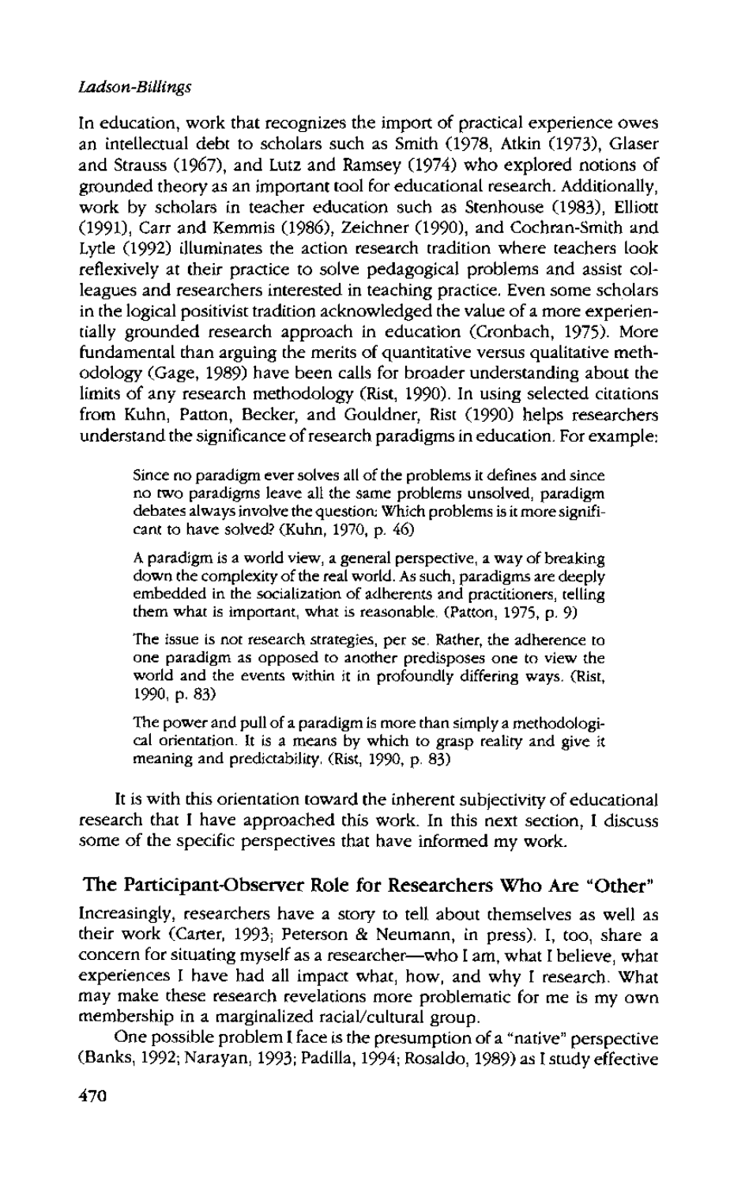In education, work that recognizes the import of practical experience owes an intellectual debt to scholars such as Smith (1978, Atkin (1973), Glaser and Strauss (1967), and Lutz and Ramsey (1974) who explored notions of grounded theory as an important tool for educational research. Additionally, work by scholars in teacher education such as Stenhouse (1983), Elliott (1991), Carr and Kemmis (1986), Zeichner (1990), and Cochran-Smith and Lytle (1992) illuminates the action research tradition where teachers look reflexively at their practice to solve pedagogical problems and assist colleagues and researchers interested in teaching practice. Even some scholars in the logical positivist tradition acknowledged the value of a more experientially grounded research approach in education (Cronbach, 1975). More fundamental than arguing the merits of quantitative versus qualitative methodology (Gage, 1989) have been calls for broader understanding about the limits of any research methodology (Rist, 1990). In using selected citations from Kuhn, Patton, Becker, and Gouldner, Rist (1990) helps researchers understand the significance of research paradigms in education. For example:

> Since no paradigm ever solves all of the problems it defines and since no two paradigms leave all the same problems unsolved, paradigm debates always involve the question: Which problems is it more significant to have solved? (Kuhn, 1970, p. 46)
>
> A paradigm is a world view, a general perspective, a way of breaking down the complexity of the real world. As such, paradigms are deeply embedded in the socialization of adherents and practitioners, telling them what is important, what is reasonable. (Patton, 1975, p. 9)
>
> The issue is not research strategies, per se. Rather, the adherence to one paradigm as opposed to another predisposes one to view the world and the events within it in profoundly differing ways. (Rist, 1990, p. 83)
>
> The power and pull of a paradigm is more than simply a methodological orientation. It is a means by which to grasp reality and give it meaning and predictability. (Rist, 1990, p. 83)

It is with this orientation toward the inherent subjectivity of educational research that I have approached this work. In this next section, I discuss some of the specific perspectives that have informed my work.

## The Participant-Observer Role for Researchers Who Are "Other"

Increasingly, researchers have a story to tell about themselves as well as their work (Carter, 1993; Peterson & Neumann, in press). I, too, share a concern for situating myself as a researcher—who I am, what I believe, what experiences I have had all impact what, how, and why I research. What may make these research revelations more problematic for me is my own membership in a marginalized racial/cultural group.

One possible problem I face is the presumption of a "native" perspective (Banks, 1992; Narayan, 1993; Padilla, 1994; Rosaldo, 1989) as I study effective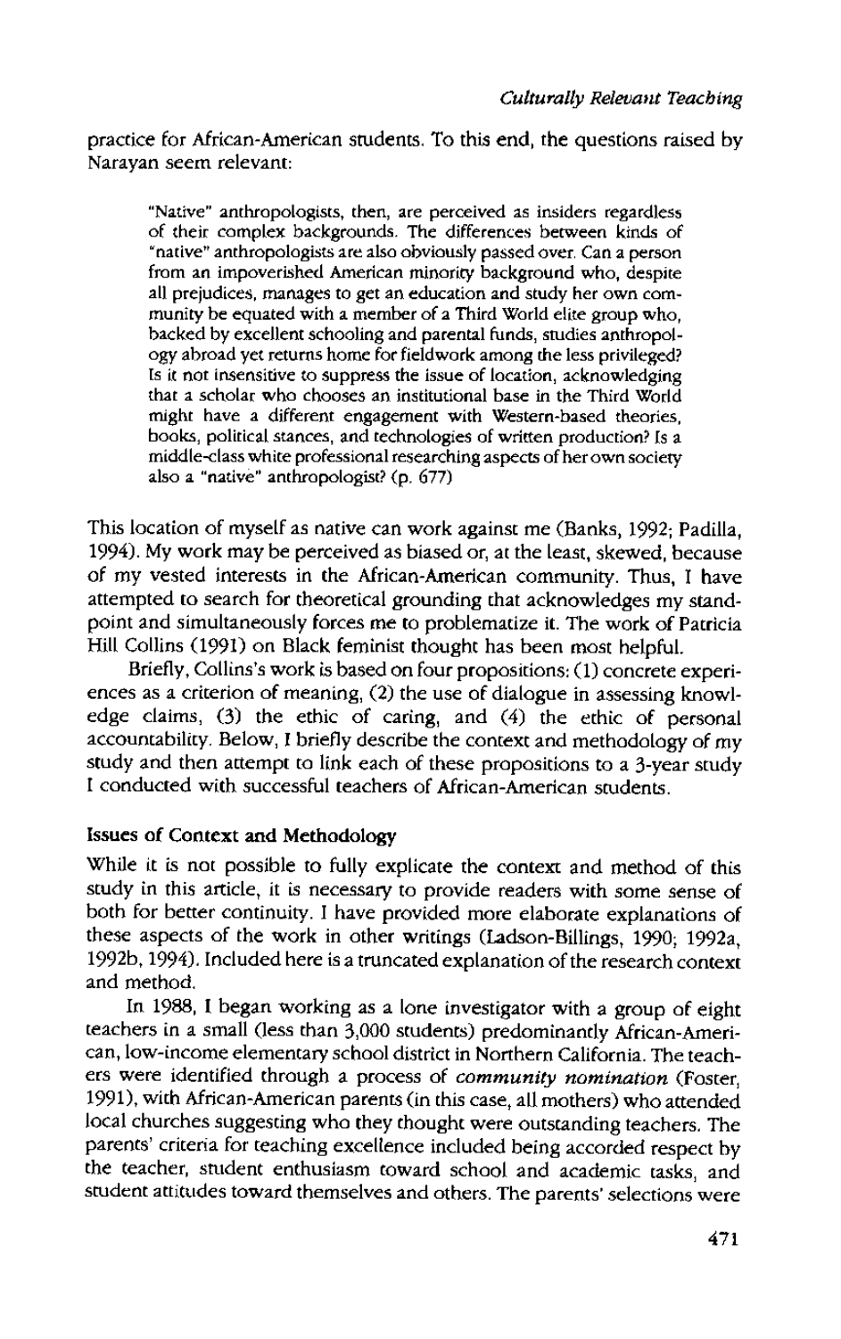practice for African-American students. To this end, the questions raised by Narayan seem relevant:

> "Native" anthropologists, then, are perceived as insiders regardless of their complex backgrounds. The differences between kinds of "native" anthropologists are also obviously passed over. Can a person from an impoverished American minority background who, despite all prejudices, manages to get an education and study her own community be equated with a member of a Third World elite group who, backed by excellent schooling and parental funds, studies anthropology abroad yet returns home for fieldwork among the less privileged? Is it not insensitive to suppress the issue of location, acknowledging that a scholar who chooses an institutional base in the Third World might have a different engagement with Western-based theories, books, political stances, and technologies of written production? Is a middle-class white professional researching aspects of her own society also a "native" anthropologist? (p. 677)

This location of myself as native can work against me (Banks, 1992; Padilla, 1994). My work may be perceived as biased or, at the least, skewed, because of my vested interests in the African-American community. Thus, I have attempted to search for theoretical grounding that acknowledges my standpoint and simultaneously forces me to problematize it. The work of Patricia Hill Collins (1991) on Black feminist thought has been most helpful.

Briefly, Collins's work is based on four propositions: (1) concrete experiences as a criterion of meaning, (2) the use of dialogue in assessing knowledge claims, (3) the ethic of caring, and (4) the ethic of personal accountability. Below, I briefly describe the context and methodology of my study and then attempt to link each of these propositions to a 3-year study I conducted with successful teachers of African-American students.

### Issues of Context and Methodology

While it is not possible to fully explicate the context and method of this study in this article, it is necessary to provide readers with some sense of both for better continuity. I have provided more elaborate explanations of these aspects of the work in other writings (Ladson-Billings, 1990; 1992a, 1992b, 1994). Included here is a truncated explanation of the research context and method.

In 1988, I began working as a lone investigator with a group of eight teachers in a small (less than 3,000 students) predominantly African-American, low-income elementary school district in Northern California. The teachers were identified through a process of ***community nomination*** (Foster, 1991), with African-American parents (in this case, all mothers) who attended local churches suggesting who they thought were outstanding teachers. The parents' criteria for teaching excellence included being accorded respect by the teacher, student enthusiasm toward school and academic tasks, and student attitudes toward themselves and others. The parents' selections were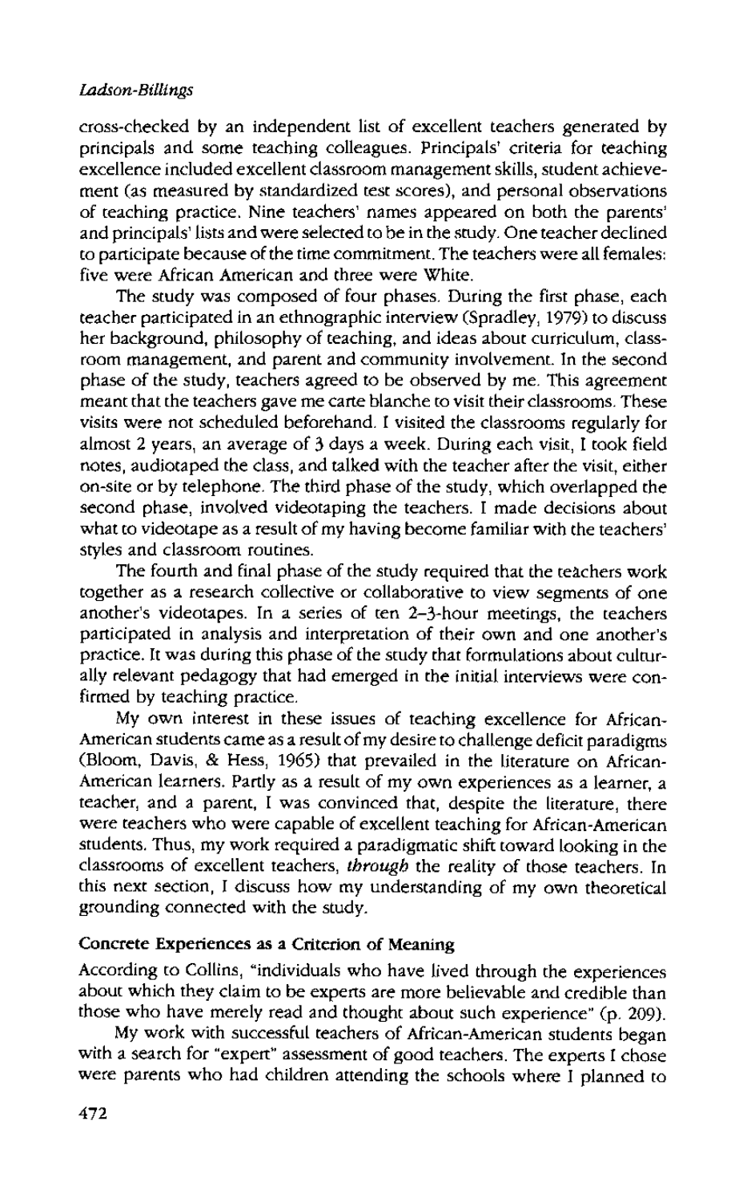cross-checked by an independent list of excellent teachers generated by principals and some teaching colleagues. Principals' criteria for teaching excellence included excellent classroom management skills, student achievement (as measured by standardized test scores), and personal observations of teaching practice. Nine teachers' names appeared on both the parents' and principals' lists and were selected to be in the study. One teacher declined to participate because of the time commitment. The teachers were all females: five were African American and three were White.

The study was composed of four phases. During the first phase, each teacher participated in an ethnographic interview (Spradley, 1979) to discuss her background, philosophy of teaching, and ideas about curriculum, classroom management, and parent and community involvement. In the second phase of the study, teachers agreed to be observed by me. This agreement meant that the teachers gave me carte blanche to visit their classrooms. These visits were not scheduled beforehand. I visited the classrooms regularly for almost 2 years, an average of 3 days a week. During each visit, I took field notes, audiotaped the class, and talked with the teacher after the visit, either on-site or by telephone. The third phase of the study, which overlapped the second phase, involved videotaping the teachers. I made decisions about what to videotape as a result of my having become familiar with the teachers' styles and classroom routines.

The fourth and final phase of the study required that the teachers work together as a research collective or collaborative to view segments of one another's videotapes. In a series of ten 2–3-hour meetings, the teachers participated in analysis and interpretation of their own and one another's practice. It was during this phase of the study that formulations about culturally relevant pedagogy that had emerged in the initial interviews were confirmed by teaching practice.

My own interest in these issues of teaching excellence for African-American students came as a result of my desire to challenge deficit paradigms (Bloom, Davis, & Hess, 1965) that prevailed in the literature on African-American learners. Partly as a result of my own experiences as a learner, a teacher, and a parent, I was convinced that, despite the literature, there were teachers who were capable of excellent teaching for African-American students. Thus, my work required a paradigmatic shift toward looking in the classrooms of excellent teachers, *through* the reality of those teachers. In this next section, I discuss how my understanding of my own theoretical grounding connected with the study.

### Concrete Experiences as a Criterion of Meaning

According to Collins, "individuals who have lived through the experiences about which they claim to be experts are more believable and credible than those who have merely read and thought about such experience" (p. 209).

My work with successful teachers of African-American students began with a search for "expert" assessment of good teachers. The experts I chose were parents who had children attending the schools where I planned to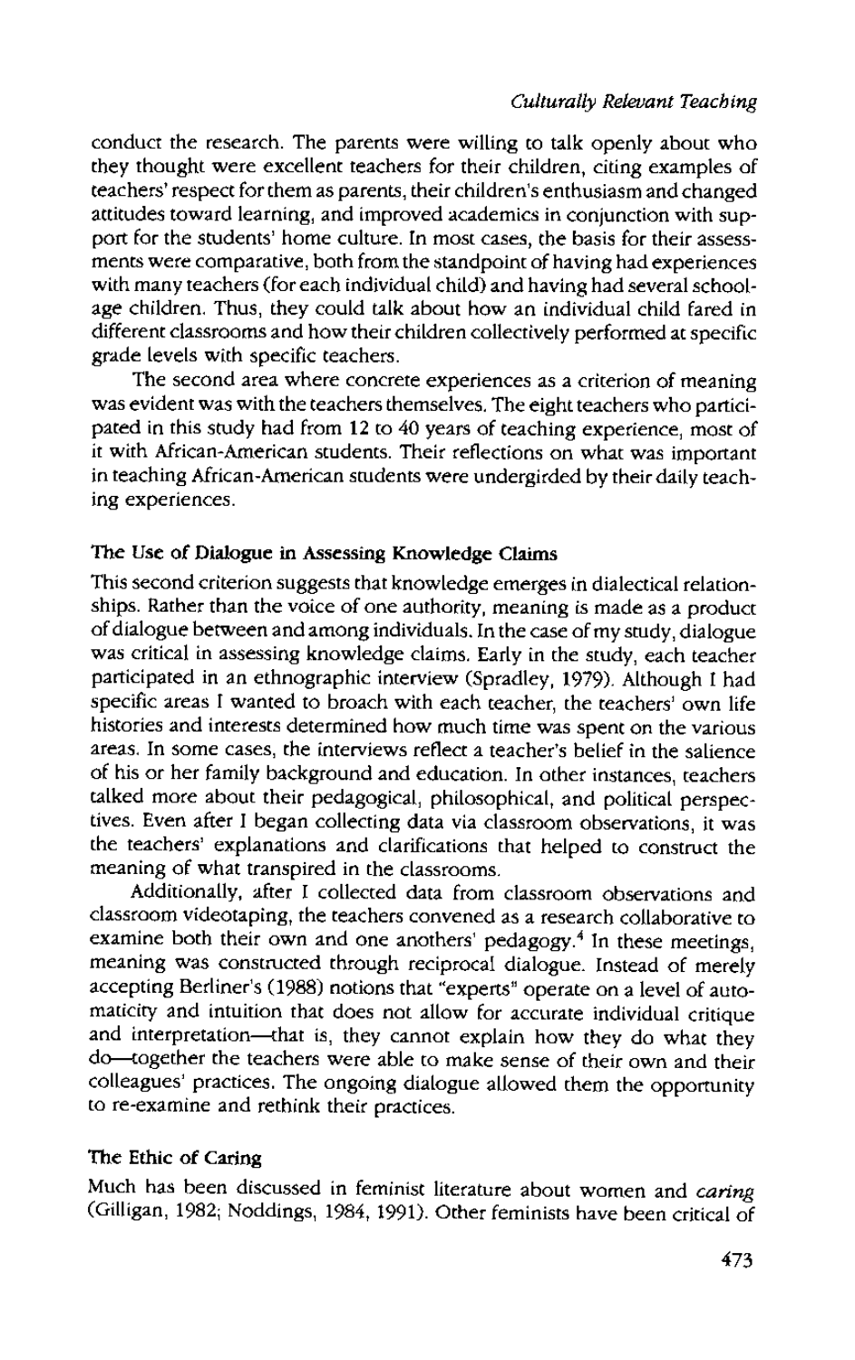conduct the research. The parents were willing to talk openly about who they thought were excellent teachers for their children, citing examples of teachers' respect for them as parents, their children's enthusiasm and changed attitudes toward learning, and improved academics in conjunction with support for the students' home culture. In most cases, the basis for their assessments were comparative, both from the standpoint of having had experiences with many teachers (for each individual child) and having had several school-age children. Thus, they could talk about how an individual child fared in different classrooms and how their children collectively performed at specific grade levels with specific teachers.

The second area where concrete experiences as a criterion of meaning was evident was with the teachers themselves. The eight teachers who participated in this study had from 12 to 40 years of teaching experience, most of it with African-American students. Their reflections on what was important in teaching African-American students were undergirded by their daily teaching experiences.

### The Use of Dialogue in Assessing Knowledge Claims

This second criterion suggests that knowledge emerges in dialectical relationships. Rather than the voice of one authority, meaning is made as a product of dialogue between and among individuals. In the case of my study, dialogue was critical in assessing knowledge claims. Early in the study, each teacher participated in an ethnographic interview (Spradley, 1979). Although I had specific areas I wanted to broach with each teacher, the teachers' own life histories and interests determined how much time was spent on the various areas. In some cases, the interviews reflect a teacher's belief in the salience of his or her family background and education. In other instances, teachers talked more about their pedagogical, philosophical, and political perspectives. Even after I began collecting data via classroom observations, it was the teachers' explanations and clarifications that helped to construct the meaning of what transpired in the classrooms.

Additionally, after I collected data from classroom observations and classroom videotaping, the teachers convened as a research collaborative to examine both their own and one anothers' pedagogy.[4] In these meetings, meaning was constructed through reciprocal dialogue. Instead of merely accepting Berliner's (1988) notions that "experts" operate on a level of automaticity and intuition that does not allow for accurate individual critique and interpretation—that is, they cannot explain how they do what they do—together the teachers were able to make sense of their own and their colleagues' practices. The ongoing dialogue allowed them the opportunity to re-examine and rethink their practices.

### The Ethic of Caring

Much has been discussed in feminist literature about women and *caring* (Gilligan, 1982; Noddings, 1984, 1991). Other feminists have been critical of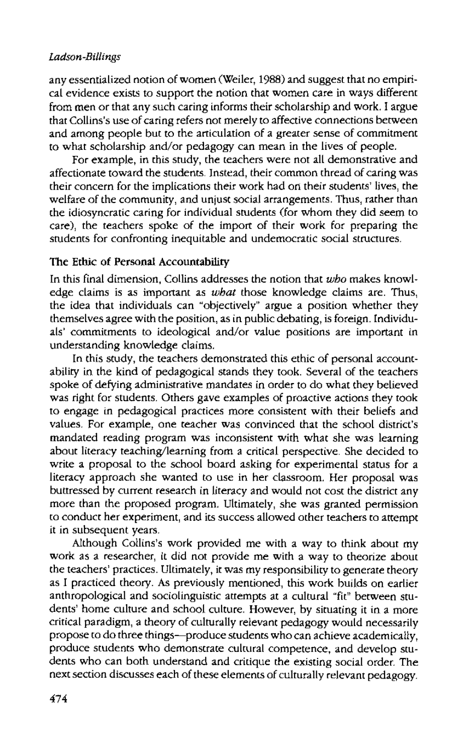any essentialized notion of women (Weiler, 1988) and suggest that no empirical evidence exists to support the notion that women care in ways different from men or that any such caring informs their scholarship and work. I argue that Collins's use of caring refers not merely to affective connections between and among people but to the articulation of a greater sense of commitment to what scholarship and/or pedagogy can mean in the lives of people.

For example, in this study, the teachers were not all demonstrative and affectionate toward the students. Instead, their common thread of caring was their concern for the implications their work had on their students' lives, the welfare of the community, and unjust social arrangements. Thus, rather than the idiosyncratic caring for individual students (for whom they did seem to care), the teachers spoke of the import of their work for preparing the students for confronting inequitable and undemocratic social structures.

### The Ethic of Personal Accountability

In this final dimension, Collins addresses the notion that *who* makes knowledge claims is as important as *what* those knowledge claims are. Thus, the idea that individuals can "objectively" argue a position whether they themselves agree with the position, as in public debating, is foreign. Individuals' commitments to ideological and/or value positions are important in understanding knowledge claims.

In this study, the teachers demonstrated this ethic of personal accountability in the kind of pedagogical stands they took. Several of the teachers spoke of defying administrative mandates in order to do what they believed was right for students. Others gave examples of proactive actions they took to engage in pedagogical practices more consistent with their beliefs and values. For example, one teacher was convinced that the school district's mandated reading program was inconsistent with what she was learning about literacy teaching/learning from a critical perspective. She decided to write a proposal to the school board asking for experimental status for a literacy approach she wanted to use in her classroom. Her proposal was buttressed by current research in literacy and would not cost the district any more than the proposed program. Ultimately, she was granted permission to conduct her experiment, and its success allowed other teachers to attempt it in subsequent years.

Although Collins's work provided me with a way to think about my work as a researcher, it did not provide me with a way to theorize about the teachers' practices. Ultimately, it was my responsibility to generate theory as I practiced theory. As previously mentioned, this work builds on earlier anthropological and sociolinguistic attempts at a cultural "fit" between students' home culture and school culture. However, by situating it in a more critical paradigm, a theory of culturally relevant pedagogy would necessarily propose to do three things—produce students who can achieve academically, produce students who demonstrate cultural competence, and develop students who can both understand and critique the existing social order. The next section discusses each of these elements of culturally relevant pedagogy.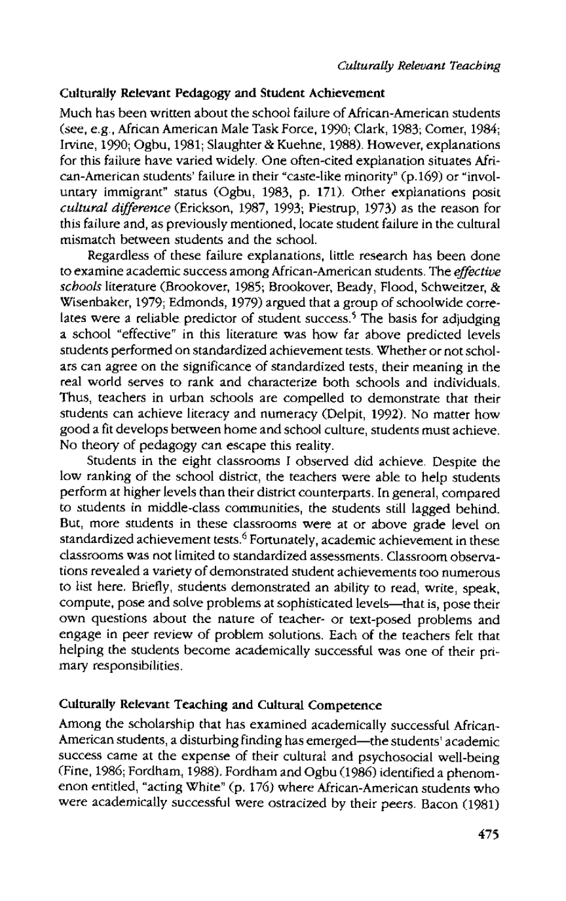### Culturally Relevant Pedagogy and Student Achievement

Much has been written about the school failure of African-American students (see, e.g., African American Male Task Force, 1990; Clark, 1983; Comer, 1984; Irvine, 1990; Ogbu, 1981; Slaughter & Kuehne, 1988). However, explanations for this failure have varied widely. One often-cited explanation situates African-American students' failure in their "caste-like minority" (p.169) or "involuntary immigrant" status (Ogbu, 1983, p. 171). Other explanations posit *cultural difference* (Erickson, 1987, 1993; Piestrup, 1973) as the reason for this failure and, as previously mentioned, locate student failure in the cultural mismatch between students and the school.

Regardless of these failure explanations, little research has been done to examine academic success among African-American students. The *effective schools* literature (Brookover, 1985; Brookover, Beady, Flood, Schweitzer, & Wisenbaker, 1979; Edmonds, 1979) argued that a group of schoolwide correlates were a reliable predictor of student success.[5] The basis for adjudging a school "effective" in this literature was how far above predicted levels students performed on standardized achievement tests. Whether or not scholars can agree on the significance of standardized tests, their meaning in the real world serves to rank and characterize both schools and individuals. Thus, teachers in urban schools are compelled to demonstrate that their students can achieve literacy and numeracy (Delpit, 1992). No matter how good a fit develops between home and school culture, students must achieve. No theory of pedagogy can escape this reality.

Students in the eight classrooms I observed did achieve. Despite the low ranking of the school district, the teachers were able to help students perform at higher levels than their district counterparts. In general, compared to students in middle-class communities, the students still lagged behind. But, more students in these classrooms were at or above grade level on standardized achievement tests.[6] Fortunately, academic achievement in these classrooms was not limited to standardized assessments. Classroom observations revealed a variety of demonstrated student achievements too numerous to list here. Briefly, students demonstrated an ability to read, write, speak, compute, pose and solve problems at sophisticated levels—that is, pose their own questions about the nature of teacher- or text-posed problems and engage in peer review of problem solutions. Each of the teachers felt that helping the students become academically successful was one of their primary responsibilities.

### Culturally Relevant Teaching and Cultural Competence

Among the scholarship that has examined academically successful African-American students, a disturbing finding has emerged—the students' academic success came at the expense of their cultural and psychosocial well-being (Fine, 1986; Fordham, 1988). Fordham and Ogbu (1986) identified a phenomenon entitled, "acting White" (p. 176) where African-American students who were academically successful were ostracized by their peers. Bacon (1981)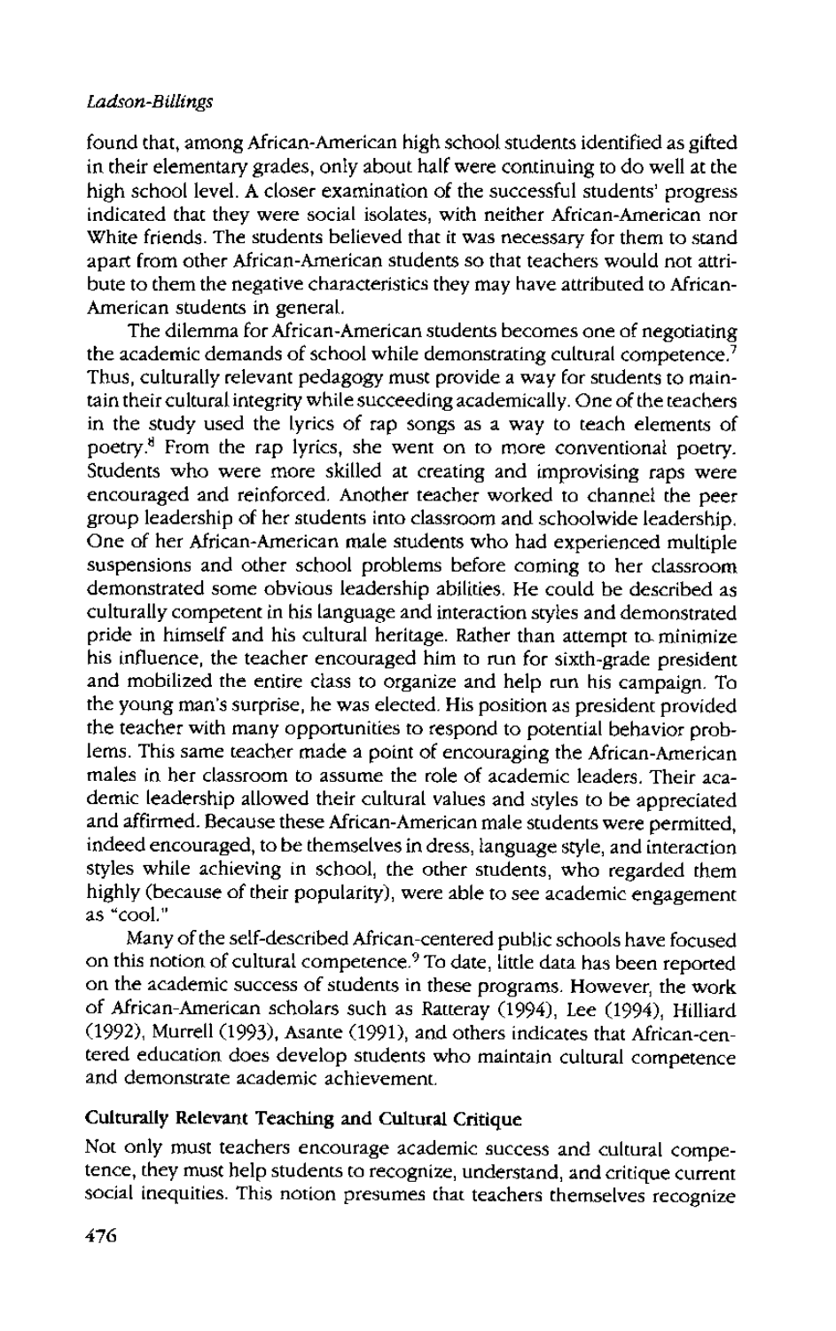found that, among African-American high school students identified as gifted in their elementary grades, only about half were continuing to do well at the high school level. A closer examination of the successful students' progress indicated that they were social isolates, with neither African-American nor White friends. The students believed that it was necessary for them to stand apart from other African-American students so that teachers would not attribute to them the negative characteristics they may have attributed to African-American students in general.

The dilemma for African-American students becomes one of negotiating the academic demands of school while demonstrating cultural competence.[7] Thus, culturally relevant pedagogy must provide a way for students to maintain their cultural integrity while succeeding academically. One of the teachers in the study used the lyrics of rap songs as a way to teach elements of poetry.[8] From the rap lyrics, she went on to more conventional poetry. Students who were more skilled at creating and improvising raps were encouraged and reinforced. Another teacher worked to channel the peer group leadership of her students into classroom and schoolwide leadership. One of her African-American male students who had experienced multiple suspensions and other school problems before coming to her classroom demonstrated some obvious leadership abilities. He could be described as culturally competent in his language and interaction styles and demonstrated pride in himself and his cultural heritage. Rather than attempt to minimize his influence, the teacher encouraged him to run for sixth-grade president and mobilized the entire class to organize and help run his campaign. To the young man's surprise, he was elected. His position as president provided the teacher with many opportunities to respond to potential behavior problems. This same teacher made a point of encouraging the African-American males in her classroom to assume the role of academic leaders. Their academic leadership allowed their cultural values and styles to be appreciated and affirmed. Because these African-American male students were permitted, indeed encouraged, to be themselves in dress, language style, and interaction styles while achieving in school, the other students, who regarded them highly (because of their popularity), were able to see academic engagement as "cool."

Many of the self-described African-centered public schools have focused on this notion of cultural competence.[9] To date, little data has been reported on the academic success of students in these programs. However, the work of African-American scholars such as Ratteray (1994), Lee (1994), Hilliard (1992), Murrell (1993), Asante (1991), and others indicates that African-centered education does develop students who maintain cultural competence and demonstrate academic achievement.

### Culturally Relevant Teaching and Cultural Critique

Not only must teachers encourage academic success and cultural competence, they must help students to recognize, understand, and critique current social inequities. This notion presumes that teachers themselves recognize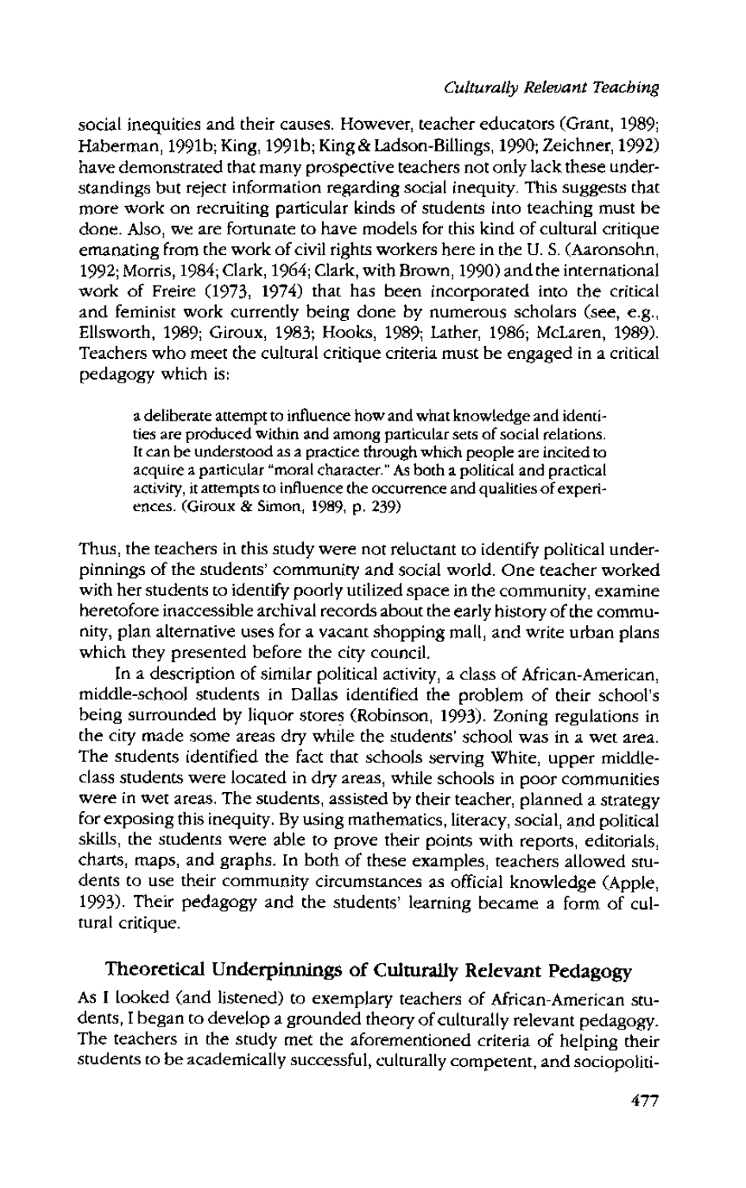social inequities and their causes. However, teacher educators (Grant, 1989; Haberman, 1991b; King, 1991b; King & Ladson-Billings, 1990; Zeichner, 1992) have demonstrated that many prospective teachers not only lack these understandings but reject information regarding social inequity. This suggests that more work on recruiting particular kinds of students into teaching must be done. Also, we are fortunate to have models for this kind of cultural critique emanating from the work of civil rights workers here in the U. S. (Aaronsohn, 1992; Morris, 1984; Clark, 1964; Clark, with Brown, 1990) and the international work of Freire (1973, 1974) that has been incorporated into the critical and feminist work currently being done by numerous scholars (see, e.g., Ellsworth, 1989; Giroux, 1983; Hooks, 1989; Lather, 1986; McLaren, 1989). Teachers who meet the cultural critique criteria must be engaged in a critical pedagogy which is:

> a deliberate attempt to influence how and what knowledge and identities are produced within and among particular sets of social relations. It can be understood as a practice through which people are incited to acquire a particular "moral character." As both a political and practical activity, it attempts to influence the occurrence and qualities of experiences. (Giroux & Simon, 1989, p. 239)

Thus, the teachers in this study were not reluctant to identify political underpinnings of the students' community and social world. One teacher worked with her students to identify poorly utilized space in the community, examine heretofore inaccessible archival records about the early history of the community, plan alternative uses for a vacant shopping mall, and write urban plans which they presented before the city council.

In a description of similar political activity, a class of African-American, middle-school students in Dallas identified the problem of their school's being surrounded by liquor stores (Robinson, 1993). Zoning regulations in the city made some areas dry while the students' school was in a wet area. The students identified the fact that schools serving White, upper middle-class students were located in dry areas, while schools in poor communities were in wet areas. The students, assisted by their teacher, planned a strategy for exposing this inequity. By using mathematics, literacy, social, and political skills, the students were able to prove their points with reports, editorials, charts, maps, and graphs. In both of these examples, teachers allowed students to use their community circumstances as official knowledge (Apple, 1993). Their pedagogy and the students' learning became a form of cultural critique.

## Theoretical Underpinnings of Culturally Relevant Pedagogy

As I looked (and listened) to exemplary teachers of African-American students, I began to develop a grounded theory of culturally relevant pedagogy. The teachers in the study met the aforementioned criteria of helping their students to be academically successful, culturally competent, and sociopoliti-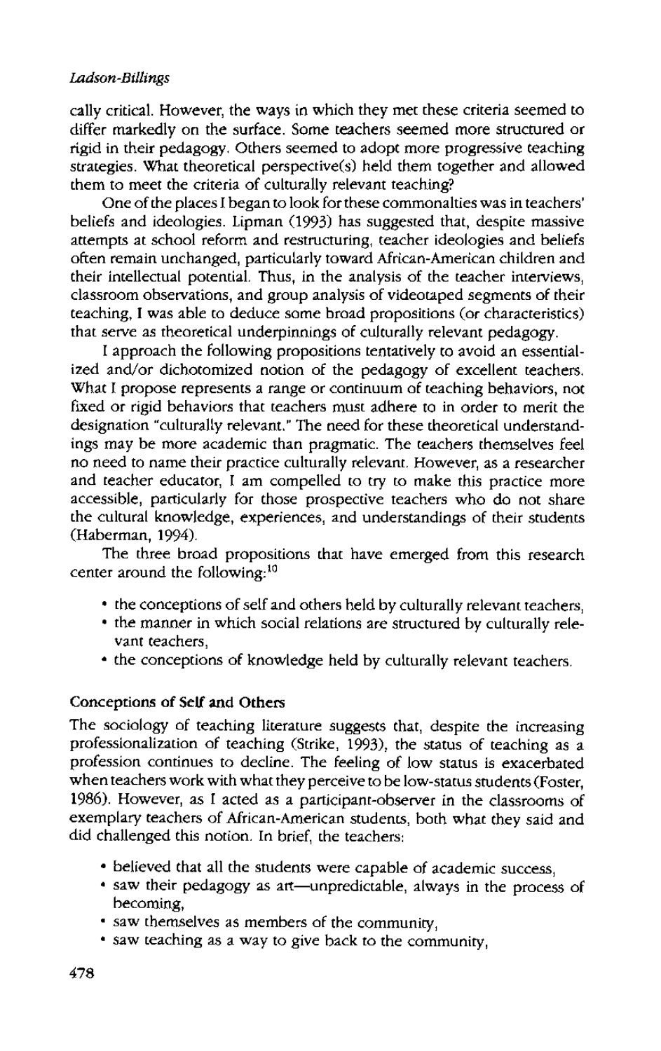cally critical. However, the ways in which they met these criteria seemed to differ markedly on the surface. Some teachers seemed more structured or rigid in their pedagogy. Others seemed to adopt more progressive teaching strategies. What theoretical perspective(s) held them together and allowed them to meet the criteria of culturally relevant teaching?

One of the places I began to look for these commonalties was in teachers' beliefs and ideologies. Lipman (1993) has suggested that, despite massive attempts at school reform and restructuring, teacher ideologies and beliefs often remain unchanged, particularly toward African-American children and their intellectual potential. Thus, in the analysis of the teacher interviews, classroom observations, and group analysis of videotaped segments of their teaching, I was able to deduce some broad propositions (or characteristics) that serve as theoretical underpinnings of culturally relevant pedagogy.

I approach the following propositions tentatively to avoid an essentialized and/or dichotomized notion of the pedagogy of excellent teachers. What I propose represents a range or continuum of teaching behaviors, not fixed or rigid behaviors that teachers must adhere to in order to merit the designation "culturally relevant." The need for these theoretical understandings may be more academic than pragmatic. The teachers themselves feel no need to name their practice culturally relevant. However, as a researcher and teacher educator, I am compelled to try to make this practice more accessible, particularly for those prospective teachers who do not share the cultural knowledge, experiences, and understandings of their students (Haberman, 1994).

The three broad propositions that have emerged from this research center around the following:[10]

- the conceptions of self and others held by culturally relevant teachers,
- the manner in which social relations are structured by culturally relevant teachers,
- the conceptions of knowledge held by culturally relevant teachers.

### Conceptions of Self and Others

The sociology of teaching literature suggests that, despite the increasing professionalization of teaching (Strike, 1993), the status of teaching as a profession continues to decline. The feeling of low status is exacerbated when teachers work with what they perceive to be low-status students (Foster, 1986). However, as I acted as a participant-observer in the classrooms of exemplary teachers of African-American students, both what they said and did challenged this notion. In brief, the teachers:

- believed that all the students were capable of academic success,
- saw their pedagogy as art—unpredictable, always in the process of becoming,
- saw themselves as members of the community,
- saw teaching as a way to give back to the community,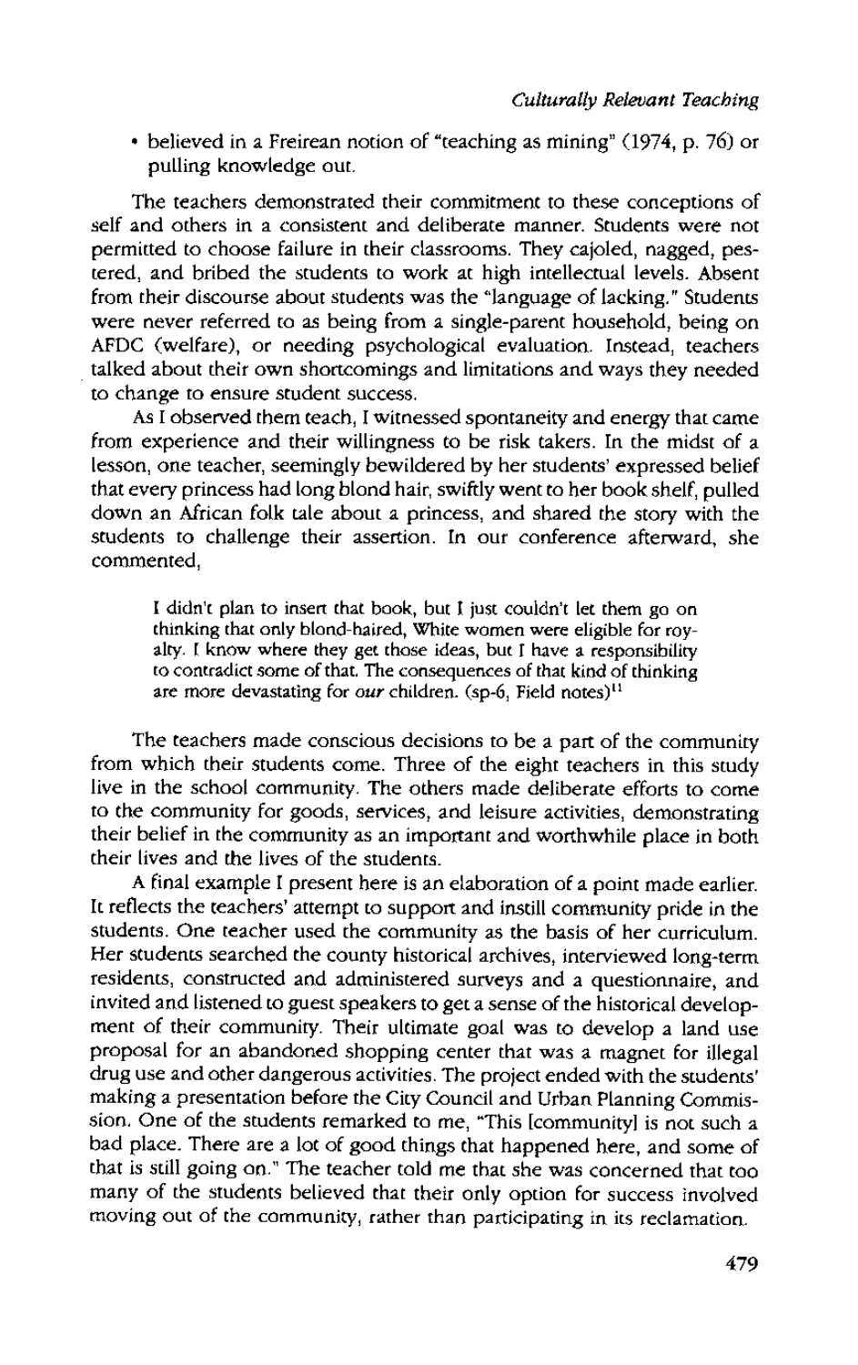- believed in a Freirean notion of "teaching as mining" (1974, p. 76) or pulling knowledge out.

The teachers demonstrated their commitment to these conceptions of self and others in a consistent and deliberate manner. Students were not permitted to choose failure in their classrooms. They cajoled, nagged, pestered, and bribed the students to work at high intellectual levels. Absent from their discourse about students was the "language of lacking." Students were never referred to as being from a single-parent household, being on AFDC (welfare), or needing psychological evaluation. Instead, teachers talked about their own shortcomings and limitations and ways they needed to change to ensure student success.

As I observed them teach, I witnessed spontaneity and energy that came from experience and their willingness to be risk takers. In the midst of a lesson, one teacher, seemingly bewildered by her students' expressed belief that every princess had long blond hair, swiftly went to her book shelf, pulled down an African folk tale about a princess, and shared the story with the students to challenge their assertion. In our conference afterward, she commented,

> I didn't plan to insert that book, but I just couldn't let them go on thinking that only blond-haired, White women were eligible for royalty. I know where they get those ideas, but I have a responsibility to contradict some of that. The consequences of that kind of thinking are more devastating for *our* children. (sp-6, Field notes)[11]

The teachers made conscious decisions to be a part of the community from which their students come. Three of the eight teachers in this study live in the school community. The others made deliberate efforts to come to the community for goods, services, and leisure activities, demonstrating their belief in the community as an important and worthwhile place in both their lives and the lives of the students.

A final example I present here is an elaboration of a point made earlier. It reflects the teachers' attempt to support and instill community pride in the students. One teacher used the community as the basis of her curriculum. Her students searched the county historical archives, interviewed long-term residents, constructed and administered surveys and a questionnaire, and invited and listened to guest speakers to get a sense of the historical development of their community. Their ultimate goal was to develop a land use proposal for an abandoned shopping center that was a magnet for illegal drug use and other dangerous activities. The project ended with the students' making a presentation before the City Council and Urban Planning Commission. One of the students remarked to me, "This [community] is not such a bad place. There are a lot of good things that happened here, and some of that is still going on." The teacher told me that she was concerned that too many of the students believed that their only option for success involved moving out of the community, rather than participating in its reclamation.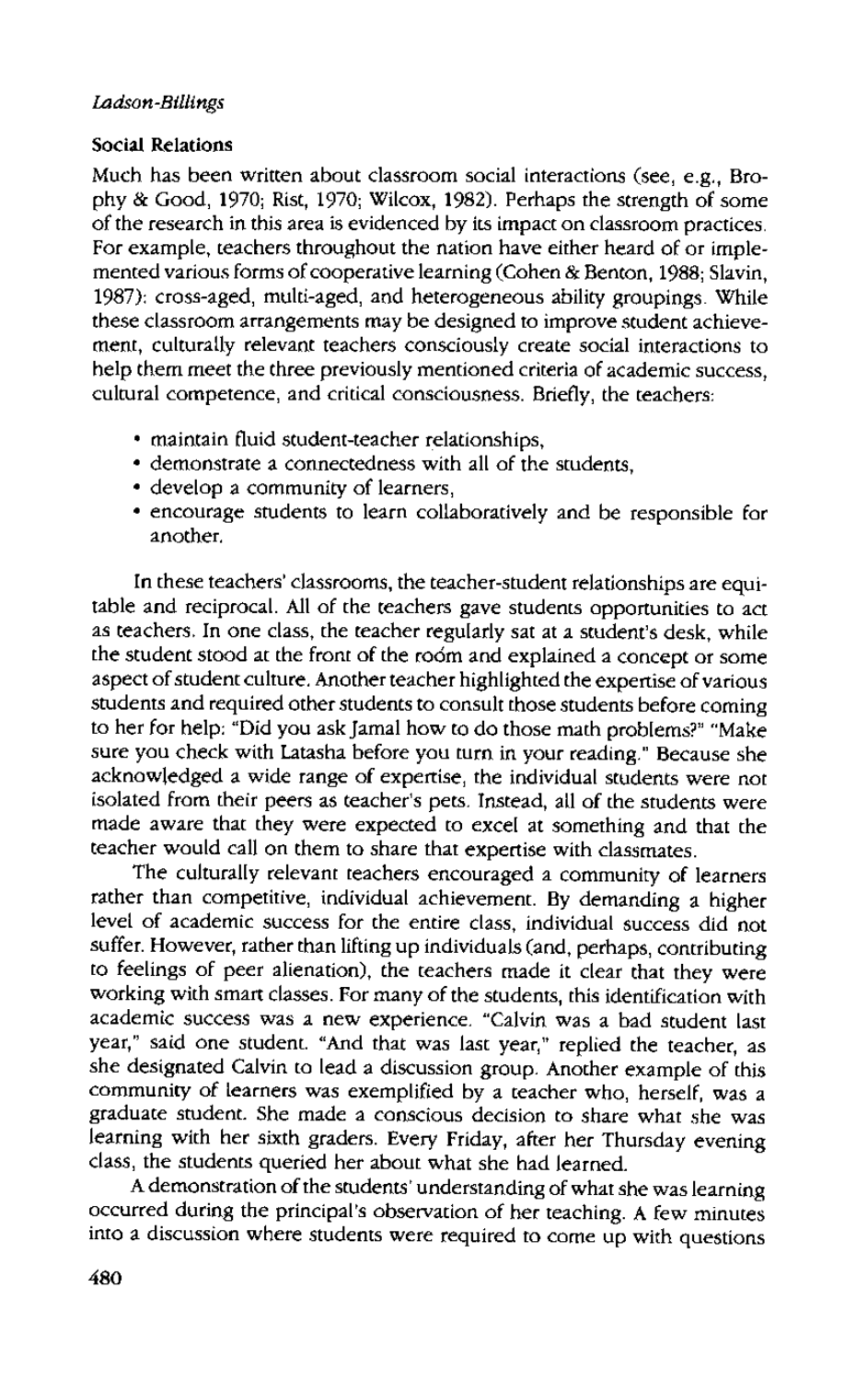### Social Relations

Much has been written about classroom social interactions (see, e.g., Brophy & Good, 1970; Rist, 1970; Wilcox, 1982). Perhaps the strength of some of the research in this area is evidenced by its impact on classroom practices. For example, teachers throughout the nation have either heard of or implemented various forms of cooperative learning (Cohen & Benton, 1988; Slavin, 1987): cross-aged, multi-aged, and heterogeneous ability groupings. While these classroom arrangements may be designed to improve student achievement, culturally relevant teachers consciously create social interactions to help them meet the three previously mentioned criteria of academic success, cultural competence, and critical consciousness. Briefly, the teachers:

- maintain fluid student-teacher relationships,
- demonstrate a connectedness with all of the students,
- develop a community of learners,
- encourage students to learn collaboratively and be responsible for another.

In these teachers' classrooms, the teacher-student relationships are equitable and reciprocal. All of the teachers gave students opportunities to act as teachers. In one class, the teacher regularly sat at a student's desk, while the student stood at the front of the room and explained a concept or some aspect of student culture. Another teacher highlighted the expertise of various students and required other students to consult those students before coming to her for help: "Did you ask Jamal how to do those math problems?" "Make sure you check with Latasha before you turn in your reading." Because she acknowledged a wide range of expertise, the individual students were not isolated from their peers as teacher's pets. Instead, all of the students were made aware that they were expected to excel at something and that the teacher would call on them to share that expertise with classmates.

The culturally relevant teachers encouraged a community of learners rather than competitive, individual achievement. By demanding a higher level of academic success for the entire class, individual success did not suffer. However, rather than lifting up individuals (and, perhaps, contributing to feelings of peer alienation), the teachers made it clear that they were working with smart classes. For many of the students, this identification with academic success was a new experience. "Calvin was a bad student last year," said one student. "And that was last year," replied the teacher, as she designated Calvin to lead a discussion group. Another example of this community of learners was exemplified by a teacher who, herself, was a graduate student. She made a conscious decision to share what she was learning with her sixth graders. Every Friday, after her Thursday evening class, the students queried her about what she had learned.

A demonstration of the students' understanding of what she was learning occurred during the principal's observation of her teaching. A few minutes into a discussion where students were required to come up with questions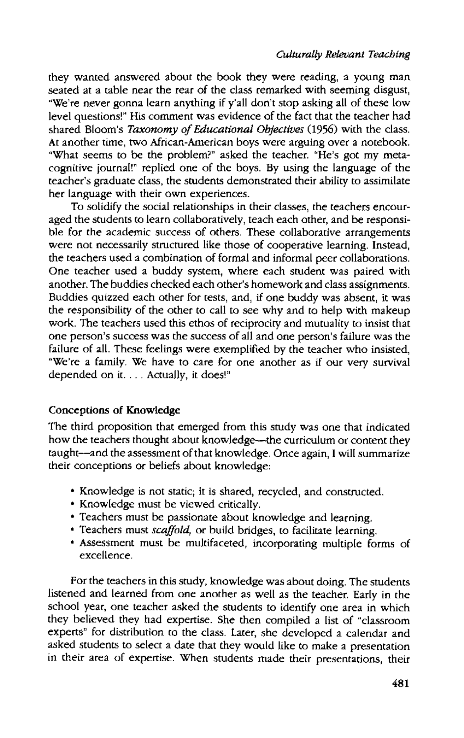they wanted answered about the book they were reading, a young man seated at a table near the rear of the class remarked with seeming disgust, "We're never gonna learn anything if y'all don't stop asking all of these low level questions!" His comment was evidence of the fact that the teacher had shared Bloom's *Taxonomy of Educational Objectives* (1956) with the class. At another time, two African-American boys were arguing over a notebook. "What seems to be the problem?" asked the teacher. "He's got my metacognitive journal!" replied one of the boys. By using the language of the teacher's graduate class, the students demonstrated their ability to assimilate her language with their own experiences.

To solidify the social relationships in their classes, the teachers encouraged the students to learn collaboratively, teach each other, and be responsible for the academic success of others. These collaborative arrangements were not necessarily structured like those of cooperative learning. Instead, the teachers used a combination of formal and informal peer collaborations. One teacher used a buddy system, where each student was paired with another. The buddies checked each other's homework and class assignments. Buddies quizzed each other for tests, and, if one buddy was absent, it was the responsibility of the other to call to see why and to help with makeup work. The teachers used this ethos of reciprocity and mutuality to insist that one person's success was the success of all and one person's failure was the failure of all. These feelings were exemplified by the teacher who insisted, "We're a family. We have to care for one another as if our very survival depended on it. . . . Actually, it does!"

### Conceptions of Knowledge

The third proposition that emerged from this study was one that indicated how the teachers thought about knowledge—the curriculum or content they taught—and the assessment of that knowledge. Once again, I will summarize their conceptions or beliefs about knowledge:

- Knowledge is not static; it is shared, recycled, and constructed.
- Knowledge must be viewed critically.
- Teachers must be passionate about knowledge and learning.
- Teachers must *scaffold*, or build bridges, to facilitate learning.
- Assessment must be multifaceted, incorporating multiple forms of excellence.

For the teachers in this study, knowledge was about doing. The students listened and learned from one another as well as the teacher. Early in the school year, one teacher asked the students to identify one area in which they believed they had expertise. She then compiled a list of "classroom experts" for distribution to the class. Later, she developed a calendar and asked students to select a date that they would like to make a presentation in their area of expertise. When students made their presentations, their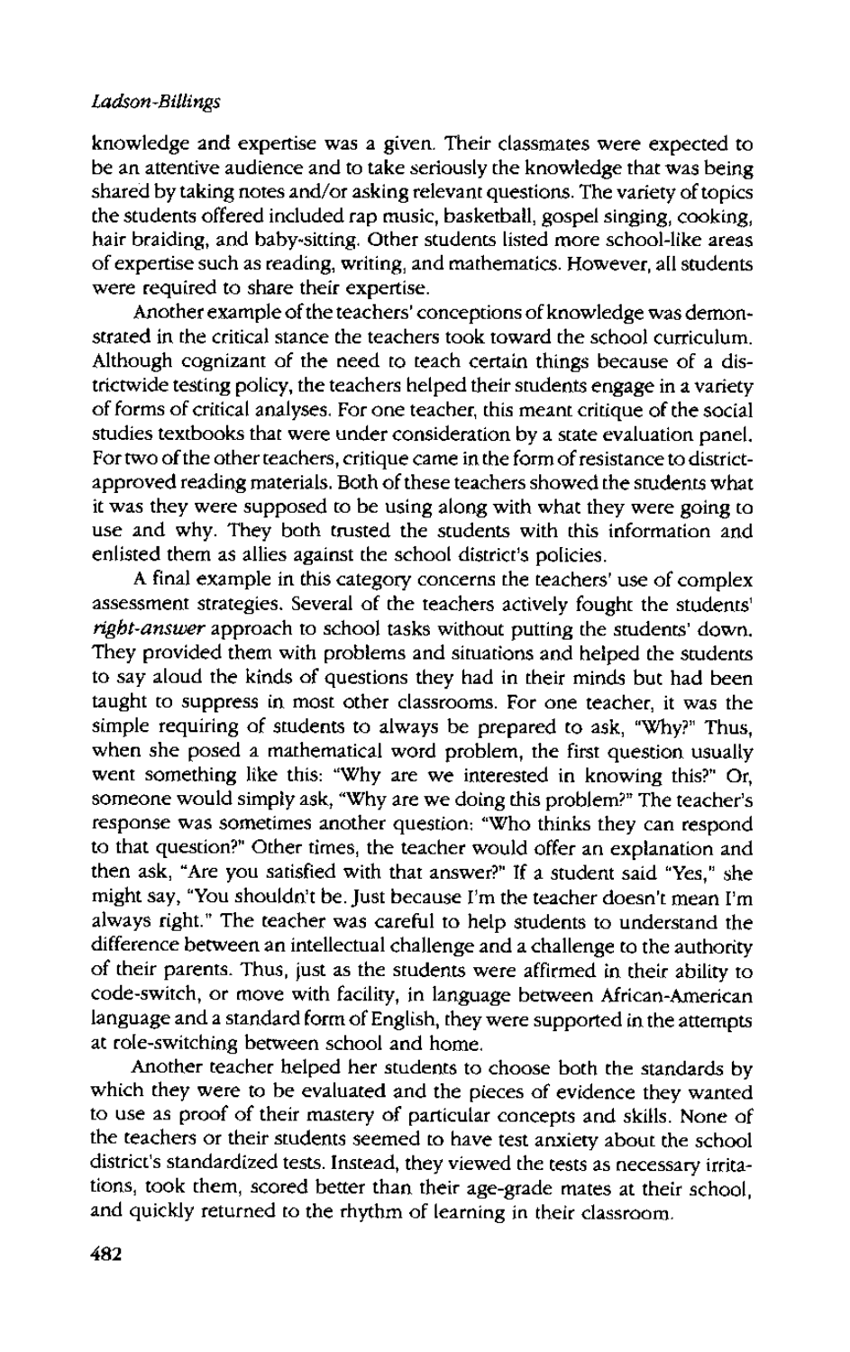knowledge and expertise was a given. Their classmates were expected to be an attentive audience and to take seriously the knowledge that was being shared by taking notes and/or asking relevant questions. The variety of topics the students offered included rap music, basketball, gospel singing, cooking, hair braiding, and baby-sitting. Other students listed more school-like areas of expertise such as reading, writing, and mathematics. However, all students were required to share their expertise.

Another example of the teachers' conceptions of knowledge was demonstrated in the critical stance the teachers took toward the school curriculum. Although cognizant of the need to teach certain things because of a districtwide testing policy, the teachers helped their students engage in a variety of forms of critical analyses. For one teacher, this meant critique of the social studies textbooks that were under consideration by a state evaluation panel. For two of the other teachers, critique came in the form of resistance to district-approved reading materials. Both of these teachers showed the students what it was they were supposed to be using along with what they were going to use and why. They both trusted the students with this information and enlisted them as allies against the school district's policies.

A final example in this category concerns the teachers' use of complex assessment strategies. Several of the teachers actively fought the students' *right-answer* approach to school tasks without putting the students' down. They provided them with problems and situations and helped the students to say aloud the kinds of questions they had in their minds but had been taught to suppress in most other classrooms. For one teacher, it was the simple requiring of students to always be prepared to ask, "Why?" Thus, when she posed a mathematical word problem, the first question usually went something like this: "Why are we interested in knowing this?" Or, someone would simply ask, "Why are we doing this problem?" The teacher's response was sometimes another question: "Who thinks they can respond to that question?" Other times, the teacher would offer an explanation and then ask, "Are you satisfied with that answer?" If a student said "Yes," she might say, "You shouldn't be. Just because I'm the teacher doesn't mean I'm always right." The teacher was careful to help students to understand the difference between an intellectual challenge and a challenge to the authority of their parents. Thus, just as the students were affirmed in their ability to code-switch, or move with facility, in language between African-American language and a standard form of English, they were supported in the attempts at role-switching between school and home.

Another teacher helped her students to choose both the standards by which they were to be evaluated and the pieces of evidence they wanted to use as proof of their mastery of particular concepts and skills. None of the teachers or their students seemed to have test anxiety about the school district's standardized tests. Instead, they viewed the tests as necessary irritations, took them, scored better than their age-grade mates at their school, and quickly returned to the rhythm of learning in their classroom.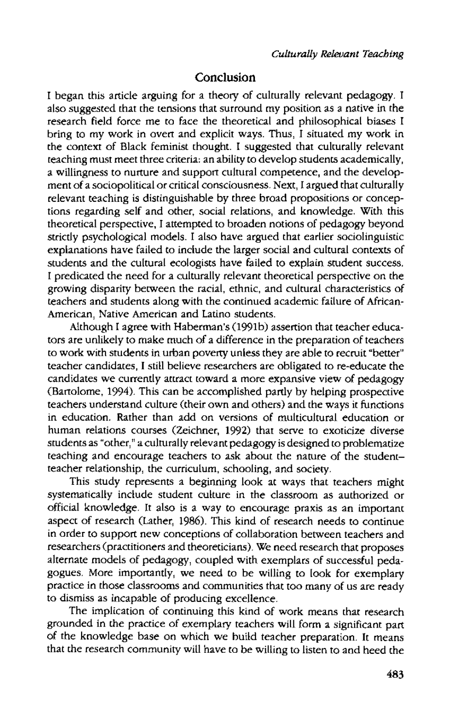## Conclusion

I began this article arguing for a theory of culturally relevant pedagogy. I also suggested that the tensions that surround my position as a native in the research field force me to face the theoretical and philosophical biases I bring to my work in overt and explicit ways. Thus, I situated my work in the context of Black feminist thought. I suggested that culturally relevant teaching must meet three criteria: an ability to develop students academically, a willingness to nurture and support cultural competence, and the development of a sociopolitical or critical consciousness. Next, I argued that culturally relevant teaching is distinguishable by three broad propositions or conceptions regarding self and other, social relations, and knowledge. With this theoretical perspective, I attempted to broaden notions of pedagogy beyond strictly psychological models. I also have argued that earlier sociolinguistic explanations have failed to include the larger social and cultural contexts of students and the cultural ecologists have failed to explain student success. I predicated the need for a culturally relevant theoretical perspective on the growing disparity between the racial, ethnic, and cultural characteristics of teachers and students along with the continued academic failure of African-American, Native American and Latino students.

Although I agree with Haberman's (1991b) assertion that teacher educators are unlikely to make much of a difference in the preparation of teachers to work with students in urban poverty unless they are able to recruit "better" teacher candidates, I still believe researchers are obligated to re-educate the candidates we currently attract toward a more expansive view of pedagogy (Bartolome, 1994). This can be accomplished partly by helping prospective teachers understand culture (their own and others) and the ways it functions in education. Rather than add on versions of multicultural education or human relations courses (Zeichner, 1992) that serve to exoticize diverse students as "other," a culturally relevant pedagogy is designed to problematize teaching and encourage teachers to ask about the nature of the student–teacher relationship, the curriculum, schooling, and society.

This study represents a beginning look at ways that teachers might systematically include student culture in the classroom as authorized or official knowledge. It also is a way to encourage praxis as an important aspect of research (Lather, 1986). This kind of research needs to continue in order to support new conceptions of collaboration between teachers and researchers (practitioners and theoreticians). We need research that proposes alternate models of pedagogy, coupled with exemplars of successful pedagogues. More importantly, we need to be willing to look for exemplary practice in those classrooms and communities that too many of us are ready to dismiss as incapable of producing excellence.

The implication of continuing this kind of work means that research grounded in the practice of exemplary teachers will form a significant part of the knowledge base on which we build teacher preparation. It means that the research community will have to be willing to listen to and heed the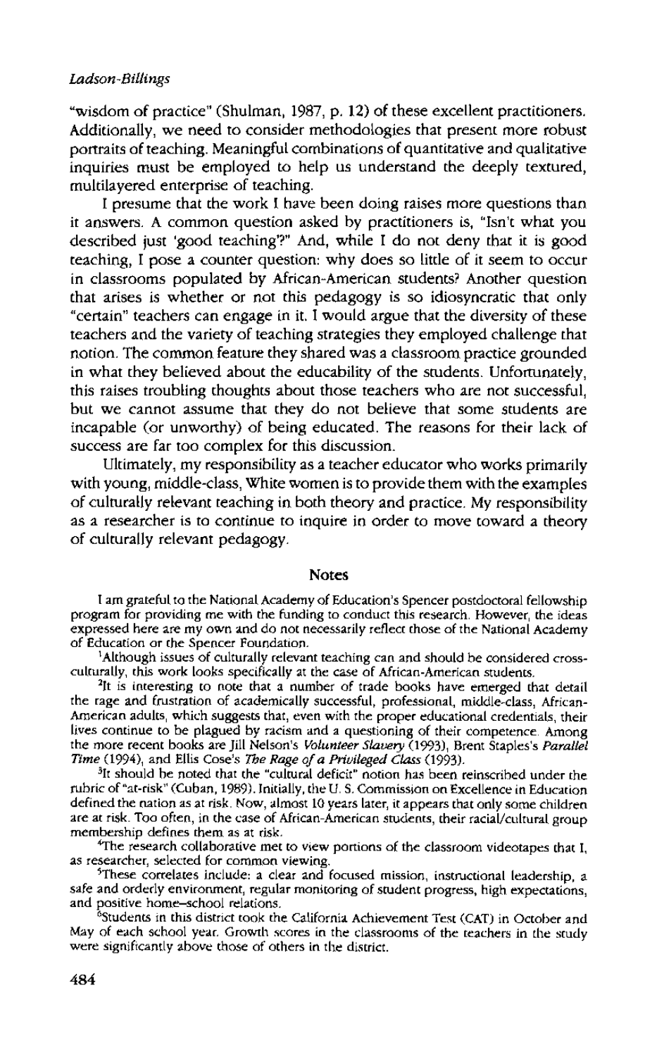"wisdom of practice" (Shulman, 1987, p. 12) of these excellent practitioners. Additionally, we need to consider methodologies that present more robust portraits of teaching. Meaningful combinations of quantitative and qualitative inquiries must be employed to help us understand the deeply textured, multilayered enterprise of teaching.

I presume that the work I have been doing raises more questions than it answers. A common question asked by practitioners is, "Isn't what you described just 'good teaching'?" And, while I do not deny that it is good teaching, I pose a counter question: why does so little of it seem to occur in classrooms populated by African-American students? Another question that arises is whether or not this pedagogy is so idiosyncratic that only "certain" teachers can engage in it. I would argue that the diversity of these teachers and the variety of teaching strategies they employed challenge that notion. The common feature they shared was a classroom practice grounded in what they believed about the educability of the students. Unfortunately, this raises troubling thoughts about those teachers who are not successful, but we cannot assume that they do not believe that some students are incapable (or unworthy) of being educated. The reasons for their lack of success are far too complex for this discussion.

Ultimately, my responsibility as a teacher educator who works primarily with young, middle-class, White women is to provide them with the examples of culturally relevant teaching in both theory and practice. My responsibility as a researcher is to continue to inquire in order to move toward a theory of culturally relevant pedagogy.

## Notes

I am grateful to the National Academy of Education's Spencer postdoctoral fellowship program for providing me with the funding to conduct this research. However, the ideas expressed here are my own and do not necessarily reflect those of the National Academy of Education or the Spencer Foundation.

[1]Although issues of culturally relevant teaching can and should be considered cross-culturally, this work looks specifically at the case of African-American students.

[2]It is interesting to note that a number of trade books have emerged that detail the rage and frustration of academically successful, professional, middle-class, African-American adults, which suggests that, even with the proper educational credentials, their lives continue to be plagued by racism and a questioning of their competence. Among the more recent books are Jill Nelson's *Volunteer Slavery* (1993), Brent Staples's *Parallel Time* (1994), and Ellis Cose's *The Rage of a Privileged Class* (1993).

[3]It should be noted that the "cultural deficit" notion has been reinscribed under the rubric of "at-risk" (Cuban, 1989). Initially, the U. S. Commission on Excellence in Education defined the nation as at risk. Now, almost 10 years later, it appears that only some children are at risk. Too often, in the case of African-American students, their racial/cultural group membership defines them as at risk.

[4]The research collaborative met to view portions of the classroom videotapes that I, as researcher, selected for common viewing.

[5]These correlates include: a clear and focused mission, instructional leadership, a safe and orderly environment, regular monitoring of student progress, high expectations, and positive home–school relations.

[6]Students in this district took the California Achievement Test (CAT) in October and May of each school year. Growth scores in the classrooms of the teachers in the study were significantly above those of others in the district.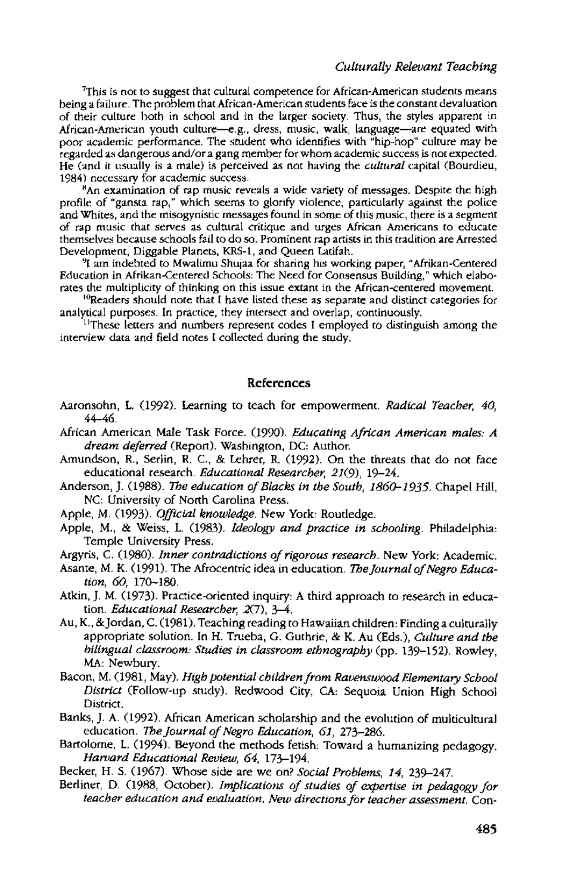[7]This is not to suggest that cultural competence for African-American students means being a failure. The problem that African-American students face is the constant devaluation of their culture both in school and in the larger society. Thus, the styles apparent in African-American youth culture—e.g., dress, music, walk, language—are equated with poor academic performance. The student who identifies with "hip-hop" culture may be regarded as dangerous and/or a gang member for whom academic success is not expected. He (and it usually is a male) is perceived as not having the *cultural* capital (Bourdieu, 1984) necessary for academic success.

[8]An examination of rap music reveals a wide variety of messages. Despite the high profile of "gansta rap," which seems to glorify violence, particularly against the police and Whites, and the misogynistic messages found in some of this music, there is a segment of rap music that serves as cultural critique and urges African Americans to educate themselves because schools fail to do so. Prominent rap artists in this tradition are Arrested Development, Diggable Planets, KRS-1, and Queen Latifah.

[9]I am indebted to Mwalimu Shujaa for sharing his working paper, "Afrikan-Centered Education in Afrikan-Centered Schools: The Need for Consensus Building," which elaborates the multiplicity of thinking on this issue extant in the African-centered movement.

[10]Readers should note that I have listed these as separate and distinct categories for analytical purposes. In practice, they intersect and overlap, continuously.

[11]These letters and numbers represent codes I employed to distinguish among the interview data and field notes I collected during the study.

## References

Aaronsohn, L. (1992). Learning to teach for empowerment. *Radical Teacher, 40,* 44–46.

African American Male Task Force. (1990). *Educating African American males: A dream deferred* (Report). Washington, DC: Author.

Amundson, R., Serlin, R. C., & Lehrer, R. (1992). On the threats that do not face educational research. *Educational Researcher, 21*(9), 19–24.

Anderson, J. (1988). *The education of Blacks in the South, 1860–1935.* Chapel Hill, NC: University of North Carolina Press.

Apple, M. (1993). *Official knowledge.* New York: Routledge.

Apple, M., & Weiss, L. (1983). *Ideology and practice in schooling.* Philadelphia: Temple University Press.

Argyris, C. (1980). *Inner contradictions of rigorous research.* New York: Academic.

Asante, M. K. (1991). The Afrocentric idea in education. *The Journal of Negro Education, 60,* 170–180.

Atkin, J. M. (1973). Practice-oriented inquiry: A third approach to research in education. *Educational Researcher, 2*(7), 3–4.

Au, K., & Jordan, C. (1981). Teaching reading to Hawaiian children: Finding a culturally appropriate solution. In H. Trueba, G. Guthrie, & K. Au (Eds.), *Culture and the bilingual classroom: Studies in classroom ethnography* (pp. 139–152). Rowley, MA: Newbury.

Bacon, M. (1981, May). *High potential children from Ravenswood Elementary School District* (Follow-up study). Redwood City, CA: Sequoia Union High School District.

Banks, J. A. (1992). African American scholarship and the evolution of multicultural education. *The Journal of Negro Education, 61,* 273–286.

Bartolome, L. (1994). Beyond the methods fetish: Toward a humanizing pedagogy. *Harvard Educational Review, 64,* 173–194.

Becker, H. S. (1967). Whose side are we on? *Social Problems, 14,* 239–247.

Berliner, D. (1988, October). *Implications of studies of expertise in pedagogy for teacher education and evaluation. New directions for teacher assessment.* Con-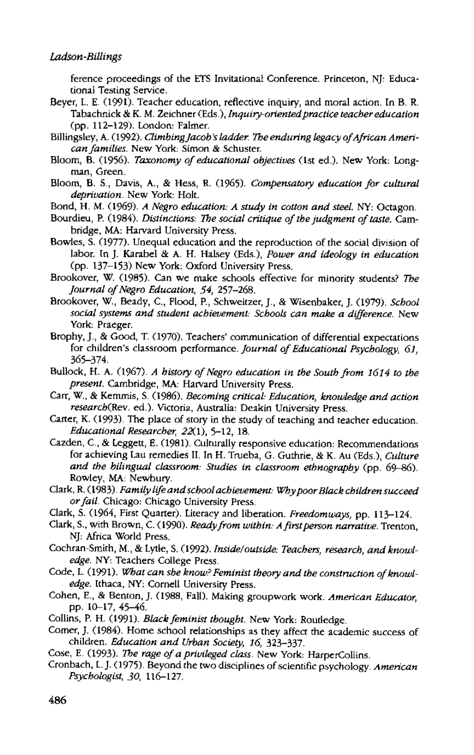ference proceedings of the ETS Invitational Conference. Princeton, NJ: Educational Testing Service.

Beyer, L. E. (1991). Teacher education, reflective inquiry, and moral action. In B. R. Tabachnick & K. M. Zeichner (Eds.), *Inquiry-oriented practice teacher education* (pp. 112–129). London: Falmer.

Billingsley, A. (1992). *Climbing Jacob's ladder. The enduring legacy of African American families.* New York: Simon & Schuster.

Bloom, B. (1956). *Taxonomy of educational objectives* (1st ed.). New York: Longman, Green.

Bloom, B. S., Davis, A., & Hess, R. (1965). *Compensatory education for cultural deprivation.* New York: Holt.

Bond, H. M. (1969). *A Negro education: A study in cotton and steel.* NY: Octagon.

Bourdieu, P. (1984). *Distinctions: The social critique of the judgment of taste.* Cambridge, MA: Harvard University Press.

Bowles, S. (1977). Unequal education and the reproduction of the social division of labor. In J. Karabel & A. H. Halsey (Eds.), *Power and ideology in education* (pp. 137–153) New York: Oxford University Press.

Brookover, W. (1985). Can we make schools effective for minority students? *The Journal of Negro Education, 54,* 257–268.

Brookover, W., Beady, C., Flood, P., Schweitzer, J., & Wisenbaker, J. (1979). *School social systems and student achievement: Schools can make a difference.* New York: Praeger.

Brophy, J., & Good, T. (1970). Teachers' communication of differential expectations for children's classroom performance. *Journal of Educational Psychology, 61,* 365–374.

Bullock, H. A. (1967). *A history of Negro education in the South from 1614 to the present.* Cambridge, MA: Harvard University Press.

Carr, W., & Kemmis, S. (1986). *Becoming critical: Education, knowledge and action research*(Rev. ed.). Victoria, Australia: Deakin University Press.

Carter, K. (1993). The place of story in the study of teaching and teacher education. *Educational Researcher, 22*(1), 5–12, 18.

Cazden, C., & Leggett, E. (1981). Culturally responsive education: Recommendations for achieving Lau remedies II. In H. Trueba, G. Guthrie, & K. Au (Eds.), *Culture and the bilingual classroom: Studies in classroom ethnography* (pp. 69–86). Rowley, MA: Newbury.

Clark, R. (1983). *Family life and school achievement: Why poor Black children succeed or fail.* Chicago: Chicago University Press.

Clark, S. (1964, First Quarter). Literacy and liberation. *Freedomways,* pp. 113–124.

Clark, S., with Brown, C. (1990). *Ready from within: A first person narrative.* Trenton, NJ: Africa World Press.

Cochran-Smith, M., & Lytle, S. (1992). *Inside/outside: Teachers, research, and knowledge.* NY: Teachers College Press.

Code, L. (1991). *What can she know? Feminist theory and the construction of knowledge.* Ithaca, NY: Cornell University Press.

Cohen, E., & Benton, J. (1988, Fall). Making groupwork work. *American Educator,* pp. 10–17, 45–46.

Collins, P. H. (1991). *Black feminist thought.* New York: Routledge.

Comer, J. (1984). Home school relationships as they affect the academic success of children. *Education and Urban Society, 16,* 323–337.

Cose, E. (1993). *The rage of a privileged class.* New York: HarperCollins.

Cronbach, L. J. (1975). Beyond the two disciplines of scientific psychology. *American Psychologist, 30,* 116–127.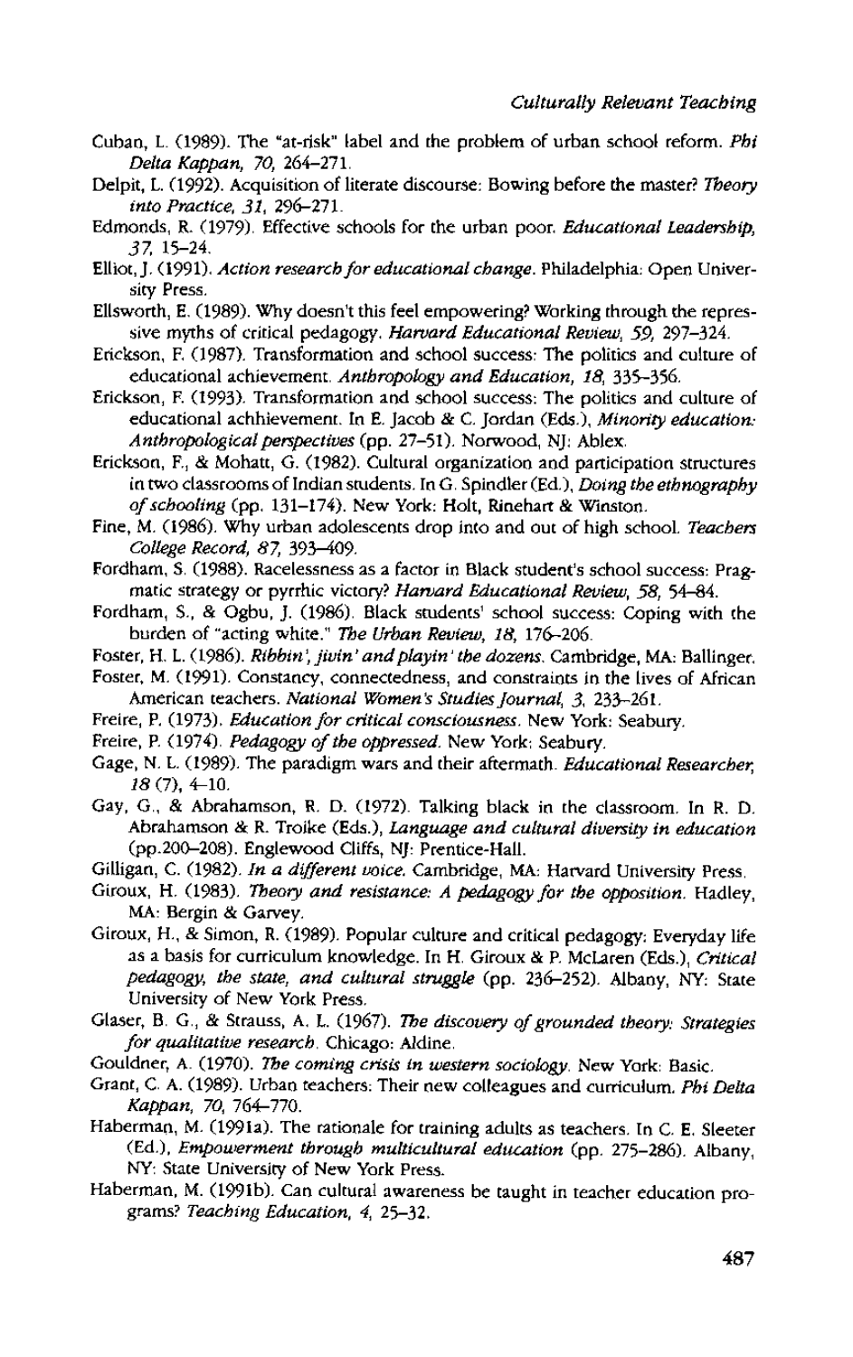Cuban, L. (1989). The "at-risk" label and the problem of urban school reform. *Phi Delta Kappan, 70,* 264–271.

Delpit, L. (1992). Acquisition of literate discourse: Bowing before the master? *Theory into Practice, 31,* 296–271.

Edmonds, R. (1979). Effective schools for the urban poor. *Educational Leadership, 37,* 15–24.

Elliot, J. (1991). *Action research for educational change.* Philadelphia: Open University Press.

Ellsworth, E. (1989). Why doesn't this feel empowering? Working through the repressive myths of critical pedagogy. *Harvard Educational Review, 59,* 297–324.

Erickson, F. (1987). Transformation and school success: The politics and culture of educational achievement. *Anthropology and Education, 18,* 335–356.

Erickson, F. (1993). Transformation and school success: The politics and culture of educational achhievement. In E. Jacob & C. Jordan (Eds.), *Minority education: Anthropological perspectives* (pp. 27–51). Norwood, NJ: Ablex.

Erickson, F., & Mohatt, G. (1982). Cultural organization and participation structures in two classrooms of Indian students. In G. Spindler (Ed.), *Doing the ethnography of schooling* (pp. 131–174). New York: Holt, Rinehart & Winston.

Fine, M. (1986). Why urban adolescents drop into and out of high school. *Teachers College Record, 87,* 393–409.

Fordham, S. (1988). Racelessness as a factor in Black student's school success: Pragmatic strategy or pyrrhic victory? *Harvard Educational Review, 58,* 54–84.

Fordham, S., & Ogbu, J. (1986). Black students' school success: Coping with the burden of "acting white." *The Urban Review, 18,* 176–206.

Foster, H. L. (1986). *Ribbin', jivin' and playin' the dozens.* Cambridge, MA: Ballinger.

Foster, M. (1991). Constancy, connectedness, and constraints in the lives of African American teachers. *National Women's Studies Journal, 3,* 233–261.

Freire, P. (1973). *Education for critical consciousness.* New York: Seabury.

Freire, P. (1974). *Pedagogy of the oppressed.* New York: Seabury.

Gage, N. L. (1989). The paradigm wars and their aftermath. *Educational Researcher, 18* (7), 4–10.

Gay, G., & Abrahamson, R. D. (1972). Talking black in the classroom. In R. D. Abrahamson & R. Troike (Eds.), *Language and cultural diversity in education* (pp.200–208). Englewood Cliffs, NJ: Prentice-Hall.

Gilligan, C. (1982). *In a different voice.* Cambridge, MA: Harvard University Press.

Giroux, H. (1983). *Theory and resistance: A pedagogy for the opposition.* Hadley, MA: Bergin & Garvey.

Giroux, H., & Simon, R. (1989). Popular culture and critical pedagogy: Everyday life as a basis for curriculum knowledge. In H. Giroux & P. McLaren (Eds.), *Critical pedagogy, the state, and cultural struggle* (pp. 236–252). Albany, NY: State University of New York Press.

Glaser, B. G., & Strauss, A. L. (1967). *The discovery of grounded theory: Strategies for qualitative research.* Chicago: Aldine.

Gouldner, A. (1970). *The coming crisis in western sociology.* New York: Basic.

Grant, C. A. (1989). Urban teachers: Their new colleagues and curriculum. *Phi Delta Kappan, 70,* 764–770.

Haberman, M. (1991a). The rationale for training adults as teachers. In C. E. Sleeter (Ed.), *Empowerment through multicultural education* (pp. 275–286). Albany, NY: State University of New York Press.

Haberman, M. (1991b). Can cultural awareness be taught in teacher education programs? *Teaching Education, 4,* 25–32.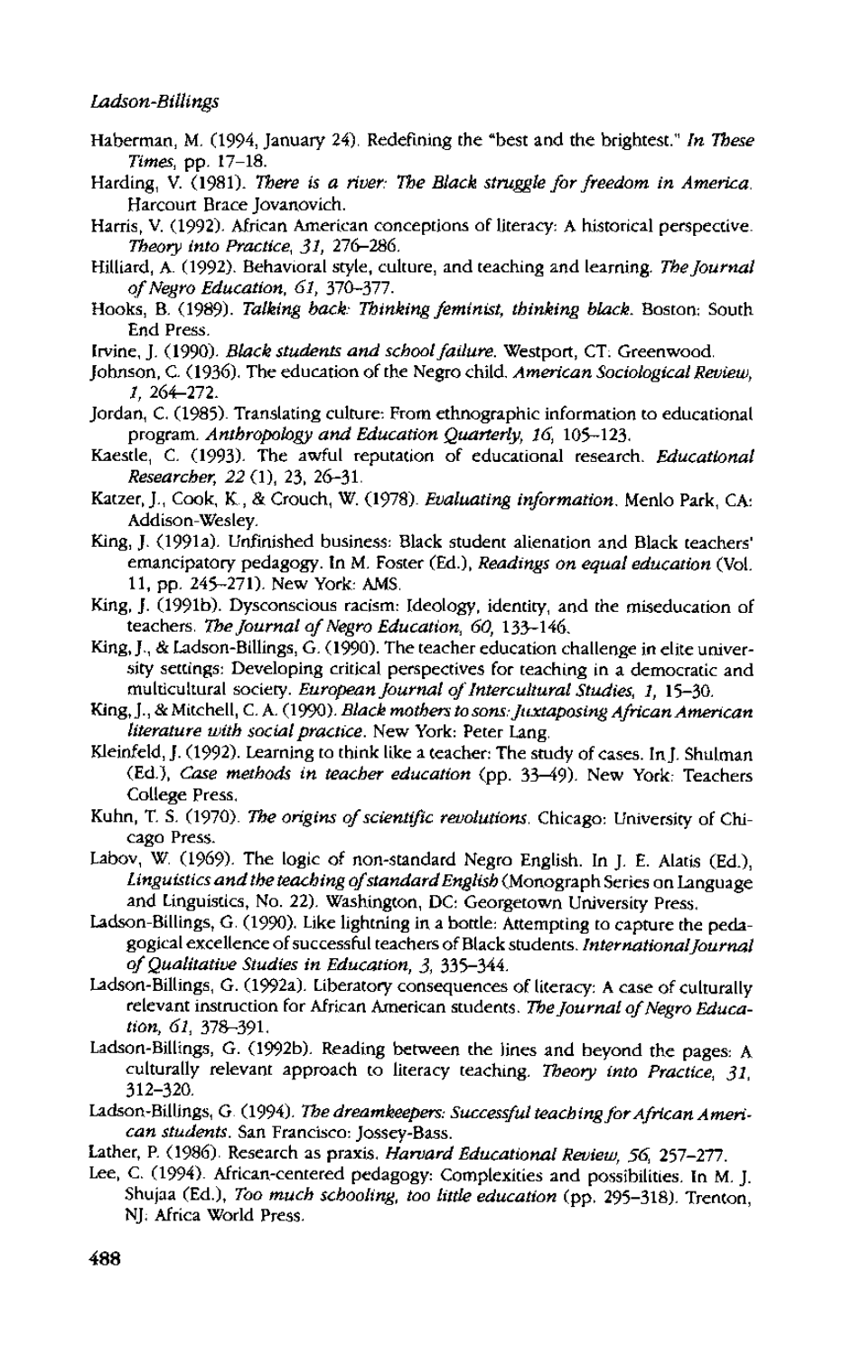Haberman, M. (1994, January 24). Redefining the "best and the brightest." *In These Times*, pp. 17–18.

Harding, V. (1981). *There is a river: The Black struggle for freedom in America.* Harcourt Brace Jovanovich.

Harris, V. (1992). African American conceptions of literacy: A historical perspective. *Theory into Practice, 31*, 276–286.

Hilliard, A. (1992). Behavioral style, culture, and teaching and learning. *The Journal of Negro Education, 61*, 370–377.

Hooks, B. (1989). *Talking back: Thinking feminist, thinking black.* Boston: South End Press.

Irvine, J. (1990). *Black students and school failure.* Westport, CT: Greenwood.

Johnson, C. (1936). The education of the Negro child. *American Sociological Review, 1*, 264–272.

Jordan, C. (1985). Translating culture: From ethnographic information to educational program. *Anthropology and Education Quarterly, 16*, 105–123.

Kaestle, C. (1993). The awful reputation of educational research. *Educational Researcher, 22* (1), 23, 26–31.

Katzer, J., Cook, K., & Crouch, W. (1978). *Evaluating information.* Menlo Park, CA: Addison-Wesley.

King, J. (1991a). Unfinished business: Black student alienation and Black teachers' emancipatory pedagogy. In M. Foster (Ed.), *Readings on equal education* (Vol. 11, pp. 245–271). New York: AMS.

King, J. (1991b). Dysconscious racism: Ideology, identity, and the miseducation of teachers. *The Journal of Negro Education, 60*, 133–146.

King, J., & Ladson-Billings, G. (1990). The teacher education challenge in elite university settings: Developing critical perspectives for teaching in a democratic and multicultural society. *European Journal of Intercultural Studies, 1*, 15–30.

King, J., & Mitchell, C. A. (1990). *Black mothers to sons: Juxtaposing African American literature with social practice.* New York: Peter Lang.

Kleinfeld, J. (1992). Learning to think like a teacher: The study of cases. In J. Shulman (Ed.), *Case methods in teacher education* (pp. 33–49). New York: Teachers College Press.

Kuhn, T. S. (1970). *The origins of scientific revolutions.* Chicago: University of Chicago Press.

Labov, W. (1969). The logic of non-standard Negro English. In J. E. Alatis (Ed.), *Linguistics and the teaching of standard English* (Monograph Series on Language and Linguistics, No. 22). Washington, DC: Georgetown University Press.

Ladson-Billings, G. (1990). Like lightning in a bottle: Attempting to capture the pedagogical excellence of successful teachers of Black students. *International Journal of Qualitative Studies in Education, 3*, 335–344.

Ladson-Billings, G. (1992a). Liberatory consequences of literacy: A case of culturally relevant instruction for African American students. *The Journal of Negro Education, 61*, 378–391.

Ladson-Billings, G. (1992b). Reading between the lines and beyond the pages: A culturally relevant approach to literacy teaching. *Theory into Practice, 31*, 312–320.

Ladson-Billings, G. (1994). *The dreamkeepers: Successful teaching for African American students.* San Francisco: Jossey-Bass.

Lather, P. (1986). Research as praxis. *Harvard Educational Review, 56*, 257–277.

Lee, C. (1994). African-centered pedagogy: Complexities and possibilities. In M. J. Shujaa (Ed.), *Too much schooling, too little education* (pp. 295–318). Trenton, NJ: Africa World Press.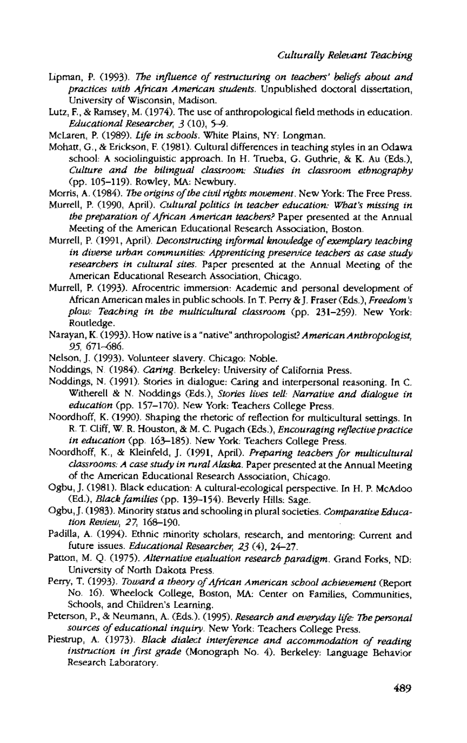Lipman, P. (1993). *The influence of restructuring on teachers' beliefs about and practices with African American students.* Unpublished doctoral dissertation, University of Wisconsin, Madison.

Lutz, F., & Ramsey, M. (1974). The use of anthropological field methods in education. *Educational Researcher, 3* (10), 5–9.

McLaren, P. (1989). *Life in schools.* White Plains, NY: Longman.

Mohatt, G., & Erickson, F. (1981). Cultural differences in teaching styles in an Odawa school: A sociolinguistic approach. In H. Trueba, G. Guthrie, & K. Au (Eds.), *Culture and the bilingual classroom: Studies in classroom ethnography* (pp. 105–119). Rowley, MA: Newbury.

Morris, A. (1984). *The origins of the civil rights movement.* New York: The Free Press.

Murrell, P. (1990, April). *Cultural politics in teacher education: What's missing in the preparation of African American teachers?* Paper presented at the Annual Meeting of the American Educational Research Association, Boston.

Murrell, P. (1991, April). *Deconstructing informal knowledge of exemplary teaching in diverse urban communities: Apprenticing preservice teachers as case study researchers in cultural sites.* Paper presented at the Annual Meeting of the American Educational Research Association, Chicago.

Murrell, P. (1993). Afrocentric immersion: Academic and personal development of African American males in public schools. In T. Perry & J. Fraser (Eds.), *Freedom's plow: Teaching in the multicultural classroom* (pp. 231–259). New York: Routledge.

Narayan, K. (1993). How native is a "native" anthropologist? *American Anthropologist, 95,* 671–686.

Nelson, J. (1993). Volunteer slavery. Chicago: Noble.

Noddings, N. (1984). *Caring.* Berkeley: University of California Press.

Noddings, N. (1991). Stories in dialogue: Caring and interpersonal reasoning. In C. Witherell & N. Noddings (Eds.), *Stories lives tell: Narrative and dialogue in education* (pp. 157–170). New York: Teachers College Press.

Noordhoff, K. (1990). Shaping the rhetoric of reflection for multicultural settings. In R. T. Cliff, W. R. Houston, & M. C. Pugach (Eds.), *Encouraging reflective practice in education* (pp. 163–185). New York: Teachers College Press.

Noordhoff, K., & Kleinfeld, J. (1991, April). *Preparing teachers for multicultural classrooms: A case study in rural Alaska.* Paper presented at the Annual Meeting of the American Educational Research Association, Chicago.

Ogbu, J. (1981). Black education: A cultural-ecological perspective. In H. P. McAdoo (Ed.), *Black families* (pp. 139–154). Beverly Hills: Sage.

Ogbu, J. (1983). Minority status and schooling in plural societies. *Comparative Education Review, 27,* 168–190.

Padilla, A. (1994). Ethnic minority scholars, research, and mentoring: Current and future issues. *Educational Researcher, 23* (4), 24–27.

Patton, M. Q. (1975). *Alternative evaluation research paradigm.* Grand Forks, ND: University of North Dakota Press.

Perry, T. (1993). *Toward a theory of African American school achievement* (Report No. 16). Wheelock College, Boston, MA: Center on Families, Communities, Schools, and Children's Learning.

Peterson, P., & Neumann, A. (Eds.). (1995). *Research and everyday life: The personal sources of educational inquiry.* New York: Teachers College Press.

Piestrup, A. (1973). *Black dialect interference and accommodation of reading instruction in first grade* (Monograph No. 4). Berkeley: Language Behavior Research Laboratory.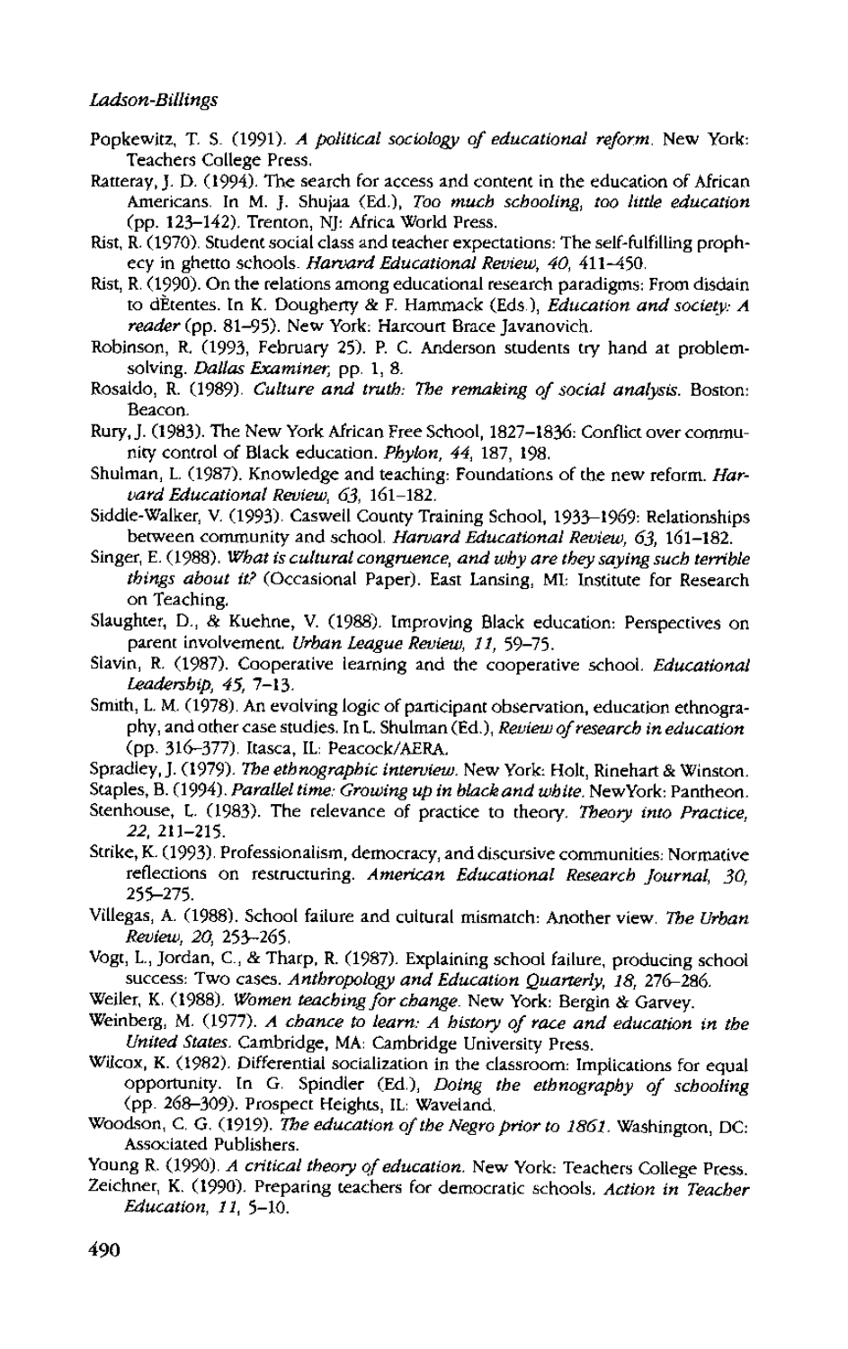Popkewitz, T. S. (1991). *A political sociology of educational reform*. New York: Teachers College Press.

Ratteray, J. D. (1994). The search for access and content in the education of African Americans. In M. J. Shujaa (Ed.), *Too much schooling, too little education* (pp. 123–142). Trenton, NJ: Africa World Press.

Rist, R. (1970). Student social class and teacher expectations: The self-fulfilling prophecy in ghetto schools. *Harvard Educational Review, 40*, 411–450.

Rist, R. (1990). On the relations among educational research paradigms: From disdain to dÈtentes. In K. Dougherty & F. Hammack (Eds.), *Education and society: A reader* (pp. 81–95). New York: Harcourt Brace Javanovich.

Robinson, R. (1993, February 25). P. C. Anderson students try hand at problem-solving. *Dallas Examiner*, pp. 1, 8.

Rosaldo, R. (1989). *Culture and truth: The remaking of social analysis*. Boston: Beacon.

Rury, J. (1983). The New York African Free School, 1827–1836: Conflict over community control of Black education. *Phylon, 44*, 187, 198.

Shulman, L. (1987). Knowledge and teaching: Foundations of the new reform. *Harvard Educational Review, 63*, 161–182.

Siddle-Walker, V. (1993). Caswell County Training School, 1933–1969: Relationships between community and school. *Harvard Educational Review, 63*, 161–182.

Singer, E. (1988). *What is cultural congruence, and why are they saying such terrible things about it?* (Occasional Paper). East Lansing, MI: Institute for Research on Teaching.

Slaughter, D., & Kuehne, V. (1988). Improving Black education: Perspectives on parent involvement. *Urban League Review, 11*, 59–75.

Slavin, R. (1987). Cooperative learning and the cooperative school. *Educational Leadership, 45*, 7–13.

Smith, L. M. (1978). An evolving logic of participant observation, education ethnography, and other case studies. In L. Shulman (Ed.), *Review of research in education* (pp. 316–377). Itasca, IL: Peacock/AERA.

Spradley, J. (1979). *The ethnographic interview*. New York: Holt, Rinehart & Winston.

Staples, B. (1994). *Parallel time: Growing up in black and white*. NewYork: Pantheon.

Stenhouse, L. (1983). The relevance of practice to theory. *Theory into Practice, 22*, 211–215.

Strike, K. (1993). Professionalism, democracy, and discursive communities: Normative reflections on restructuring. *American Educational Research Journal, 30*, 255–275.

Villegas, A. (1988). School failure and cultural mismatch: Another view. *The Urban Review, 20*, 253–265.

Vogt, L., Jordan, C., & Tharp, R. (1987). Explaining school failure, producing school success: Two cases. *Anthropology and Education Quarterly, 18*, 276–286.

Weiler, K. (1988). *Women teaching for change*. New York: Bergin & Garvey.

Weinberg, M. (1977). *A chance to learn: A history of race and education in the United States*. Cambridge, MA: Cambridge University Press.

Wilcox, K. (1982). Differential socialization in the classroom: Implications for equal opportunity. In G. Spindler (Ed.), *Doing the ethnography of schooling* (pp. 268–309). Prospect Heights, IL: Waveland.

Woodson, C. G. (1919). *The education of the Negro prior to 1861*. Washington, DC: Associated Publishers.

Young R. (1990). *A critical theory of education*. New York: Teachers College Press.

Zeichner, K. (1990). Preparing teachers for democratic schools. *Action in Teacher Education, 11*, 5–10.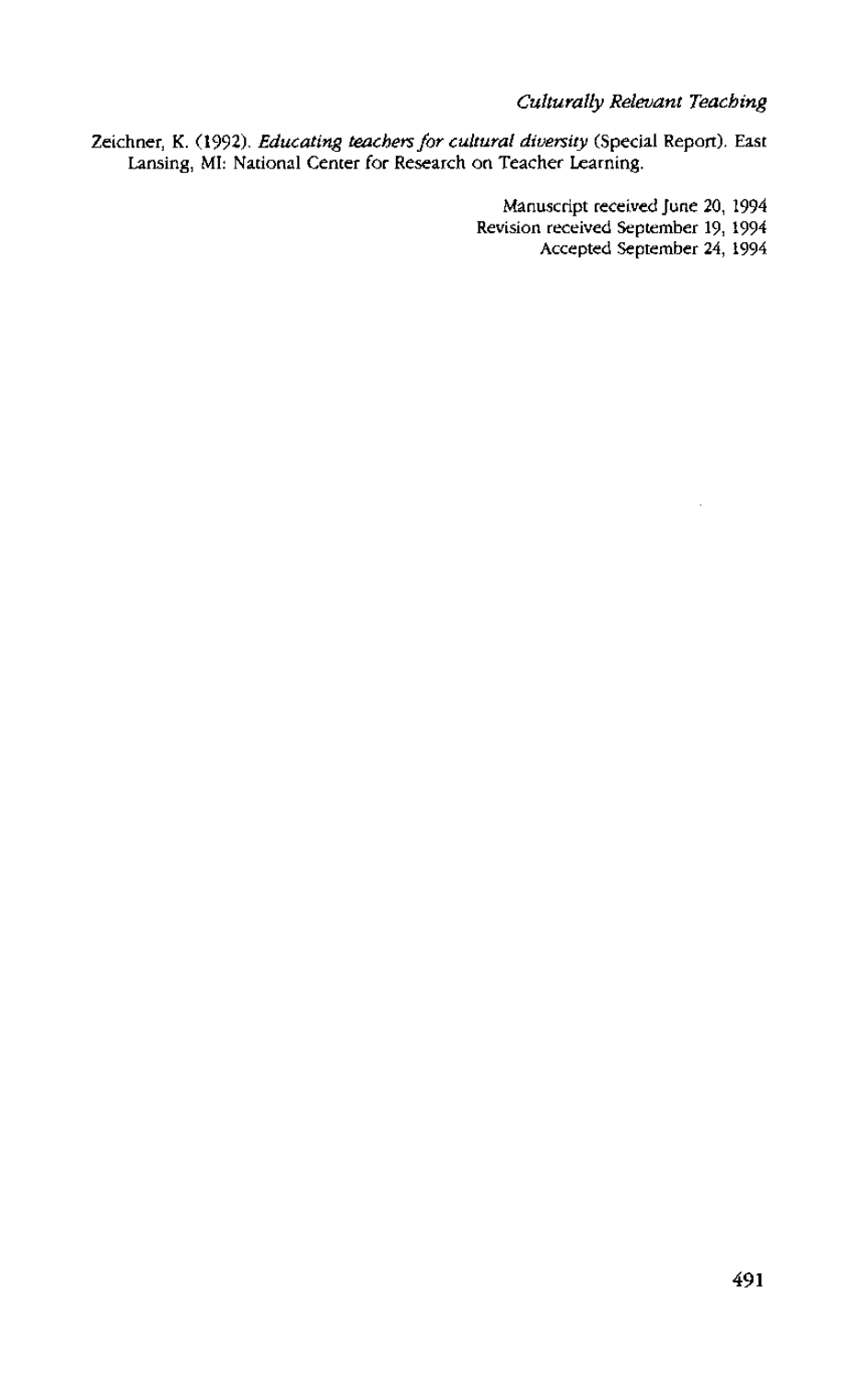Zeichner, K. (1992). *Educating teachers for cultural diversity* (Special Report). East Lansing, MI: National Center for Research on Teacher Learning.

Manuscript received June 20, 1994
Revision received September 19, 1994
Accepted September 24, 1994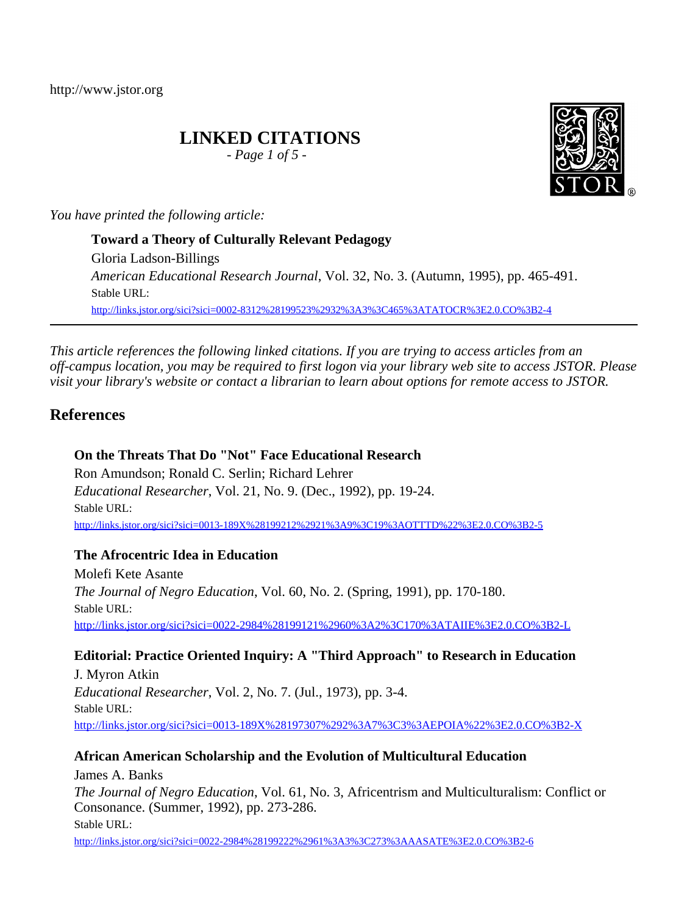http://www.jstor.org

# LINKED CITATIONS

*You have printed the following article:*

**Toward a Theory of Culturally Relevant Pedagogy**
Gloria Ladson-Billings
*American Educational Research Journal*, Vol. 32, No. 3. (Autumn, 1995), pp. 465-491.
Stable URL:
http://links.jstor.org/sici?sici=0002-8312%28199523%2932%3A3%3C465%3ATATOCR%3E2.0.CO%3B2-4

---

*This article references the following linked citations. If you are trying to access articles from an off-campus location, you may be required to first logon via your library web site to access JSTOR. Please visit your library's website or contact a librarian to learn about options for remote access to JSTOR.*

## References

**On the Threats That Do "Not" Face Educational Research**
Ron Amundson; Ronald C. Serlin; Richard Lehrer
*Educational Researcher*, Vol. 21, No. 9. (Dec., 1992), pp. 19-24.
Stable URL:
http://links.jstor.org/sici?sici=0013-189X%28199212%2921%3A9%3C19%3AOTTTD%22%3E2.0.CO%3B2-5

**The Afrocentric Idea in Education**
Molefi Kete Asante
*The Journal of Negro Education*, Vol. 60, No. 2. (Spring, 1991), pp. 170-180.
Stable URL:
http://links.jstor.org/sici?sici=0022-2984%28199121%2960%3A2%3C170%3ATAIIE%3E2.0.CO%3B2-L

**Editorial: Practice Oriented Inquiry: A "Third Approach" to Research in Education**
J. Myron Atkin
*Educational Researcher*, Vol. 2, No. 7. (Jul., 1973), pp. 3-4.
Stable URL:
http://links.jstor.org/sici?sici=0013-189X%28197307%292%3A7%3C3%3AEPOIA%22%3E2.0.CO%3B2-X

**African American Scholarship and the Evolution of Multicultural Education**
James A. Banks
*The Journal of Negro Education*, Vol. 61, No. 3, Africentrism and Multiculturalism: Conflict or Consonance. (Summer, 1992), pp. 273-286.
Stable URL:
http://links.jstor.org/sici?sici=0022-2984%28199222%2961%3A3%3C273%3AAASATE%3E2.0.CO%3B2-6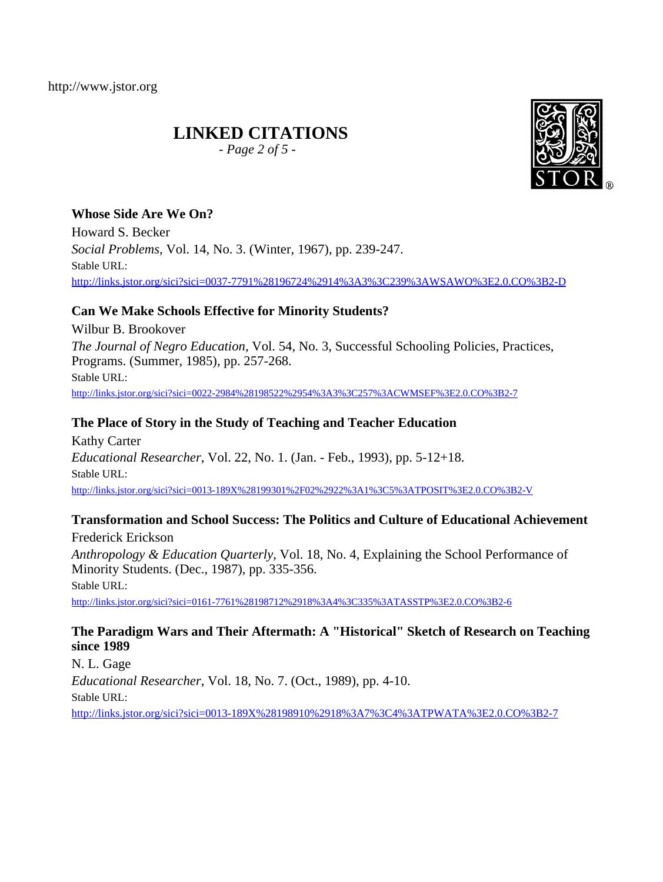# LINKED CITATIONS

**Whose Side Are We On?**
Howard S. Becker
*Social Problems*, Vol. 14, No. 3. (Winter, 1967), pp. 239-247.
Stable URL:
http://links.jstor.org/sici?sici=0037-7791%28196724%2914%3A3%3C239%3AWSAWO%3E2.0.CO%3B2-D

**Can We Make Schools Effective for Minority Students?**
Wilbur B. Brookover
*The Journal of Negro Education*, Vol. 54, No. 3, Successful Schooling Policies, Practices, Programs. (Summer, 1985), pp. 257-268.
Stable URL:
http://links.jstor.org/sici?sici=0022-2984%28198522%2954%3A3%3C257%3ACWMSEF%3E2.0.CO%3B2-7

**The Place of Story in the Study of Teaching and Teacher Education**
Kathy Carter
*Educational Researcher*, Vol. 22, No. 1. (Jan. - Feb., 1993), pp. 5-12+18.
Stable URL:
http://links.jstor.org/sici?sici=0013-189X%28199301%2F02%2922%3A1%3C5%3ATPOSIT%3E2.0.CO%3B2-V

**Transformation and School Success: The Politics and Culture of Educational Achievement**
Frederick Erickson
*Anthropology & Education Quarterly*, Vol. 18, No. 4, Explaining the School Performance of Minority Students. (Dec., 1987), pp. 335-356.
Stable URL:
http://links.jstor.org/sici?sici=0161-7761%28198712%2918%3A4%3C335%3ATASSTP%3E2.0.CO%3B2-6

**The Paradigm Wars and Their Aftermath: A "Historical" Sketch of Research on Teaching since 1989**
N. L. Gage
*Educational Researcher*, Vol. 18, No. 7. (Oct., 1989), pp. 4-10.
Stable URL:
http://links.jstor.org/sici?sici=0013-189X%28198910%2918%3A7%3C4%3ATPWATA%3E2.0.CO%3B2-7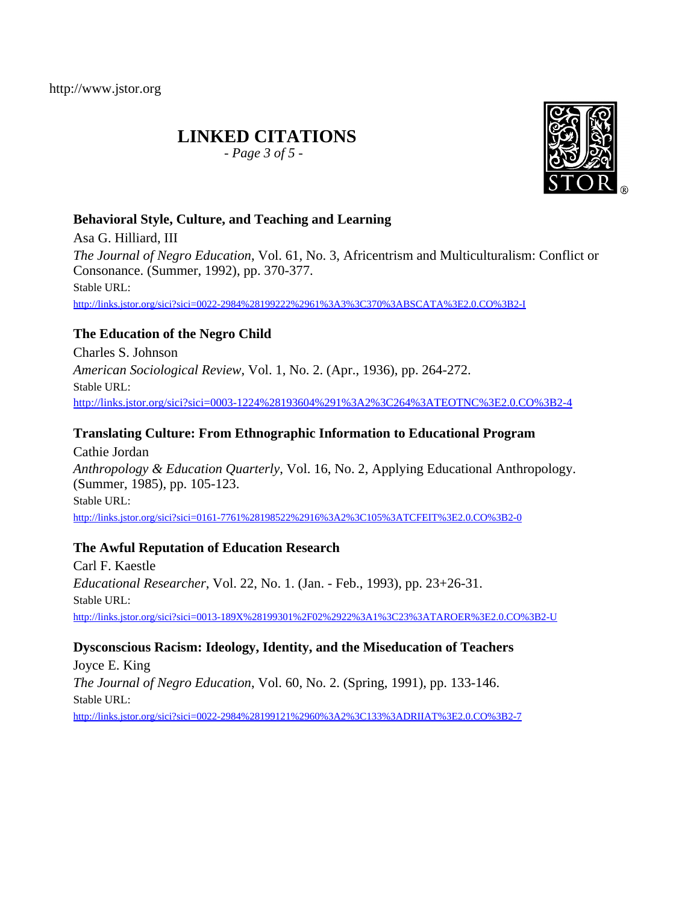## LINKED CITATIONS

**Behavioral Style, Culture, and Teaching and Learning**

Asa G. Hilliard, III

*The Journal of Negro Education*, Vol. 61, No. 3, Africentrism and Multiculturalism: Conflict or Consonance. (Summer, 1992), pp. 370-377.

Stable URL:

http://links.jstor.org/sici?sici=0022-2984%28199222%2961%3A3%3C370%3ABSCATA%3E2.0.CO%3B2-I

**The Education of the Negro Child**

Charles S. Johnson

*American Sociological Review*, Vol. 1, No. 2. (Apr., 1936), pp. 264-272.

Stable URL:

http://links.jstor.org/sici?sici=0003-1224%28193604%291%3A2%3C264%3ATEOTNC%3E2.0.CO%3B2-4

**Translating Culture: From Ethnographic Information to Educational Program**

Cathie Jordan

*Anthropology & Education Quarterly*, Vol. 16, No. 2, Applying Educational Anthropology. (Summer, 1985), pp. 105-123.

Stable URL:

http://links.jstor.org/sici?sici=0161-7761%28198522%2916%3A2%3C105%3ATCFEIT%3E2.0.CO%3B2-0

**The Awful Reputation of Education Research**

Carl F. Kaestle

*Educational Researcher*, Vol. 22, No. 1. (Jan. - Feb., 1993), pp. 23+26-31.

Stable URL:

http://links.jstor.org/sici?sici=0013-189X%28199301%2F02%2922%3A1%3C23%3ATAROER%3E2.0.CO%3B2-U

**Dysconscious Racism: Ideology, Identity, and the Miseducation of Teachers**

Joyce E. King

*The Journal of Negro Education*, Vol. 60, No. 2. (Spring, 1991), pp. 133-146.

Stable URL:

http://links.jstor.org/sici?sici=0022-2984%28199121%2960%3A2%3C133%3ADRIIAT%3E2.0.CO%3B2-7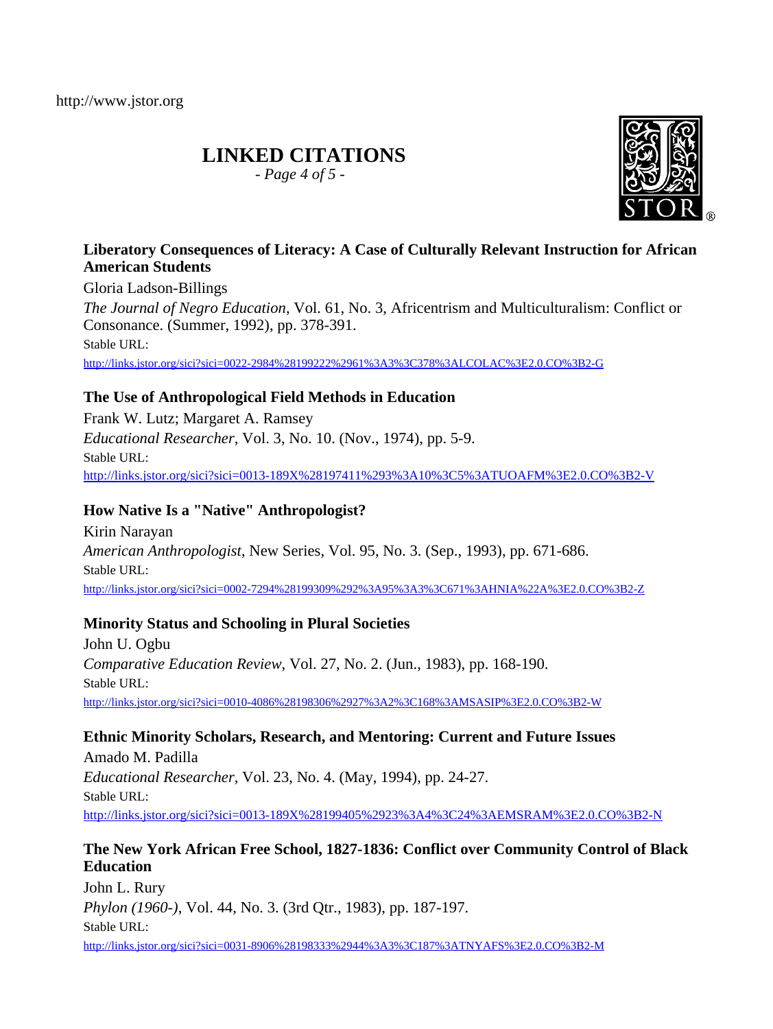# LINKED CITATIONS

**Liberatory Consequences of Literacy: A Case of Culturally Relevant Instruction for African American Students**

Gloria Ladson-Billings

*The Journal of Negro Education*, Vol. 61, No. 3, Africentrism and Multiculturalism: Conflict or Consonance. (Summer, 1992), pp. 378-391.

Stable URL:

http://links.jstor.org/sici?sici=0022-2984%28199222%2961%3A3%3C378%3ALCOLAC%3E2.0.CO%3B2-G

**The Use of Anthropological Field Methods in Education**

Frank W. Lutz; Margaret A. Ramsey

*Educational Researcher*, Vol. 3, No. 10. (Nov., 1974), pp. 5-9.

Stable URL:

http://links.jstor.org/sici?sici=0013-189X%28197411%293%3A10%3C5%3ATUOAFM%3E2.0.CO%3B2-V

**How Native Is a "Native" Anthropologist?**

Kirin Narayan

*American Anthropologist*, New Series, Vol. 95, No. 3. (Sep., 1993), pp. 671-686.

Stable URL:

http://links.jstor.org/sici?sici=0002-7294%28199309%292%3A95%3A3%3C671%3AHNIA%22A%3E2.0.CO%3B2-Z

**Minority Status and Schooling in Plural Societies**

John U. Ogbu

*Comparative Education Review*, Vol. 27, No. 2. (Jun., 1983), pp. 168-190.

Stable URL:

http://links.jstor.org/sici?sici=0010-4086%28198306%2927%3A2%3C168%3AMSASIP%3E2.0.CO%3B2-W

**Ethnic Minority Scholars, Research, and Mentoring: Current and Future Issues**

Amado M. Padilla

*Educational Researcher*, Vol. 23, No. 4. (May, 1994), pp. 24-27.

Stable URL:

http://links.jstor.org/sici?sici=0013-189X%28199405%2923%3A4%3C24%3AEMSRAM%3E2.0.CO%3B2-N

**The New York African Free School, 1827-1836: Conflict over Community Control of Black Education**

John L. Rury

*Phylon (1960-)*, Vol. 44, No. 3. (3rd Qtr., 1983), pp. 187-197.

Stable URL:

http://links.jstor.org/sici?sici=0031-8906%28198333%2944%3A3%3C187%3ATNYAFS%3E2.0.CO%3B2-M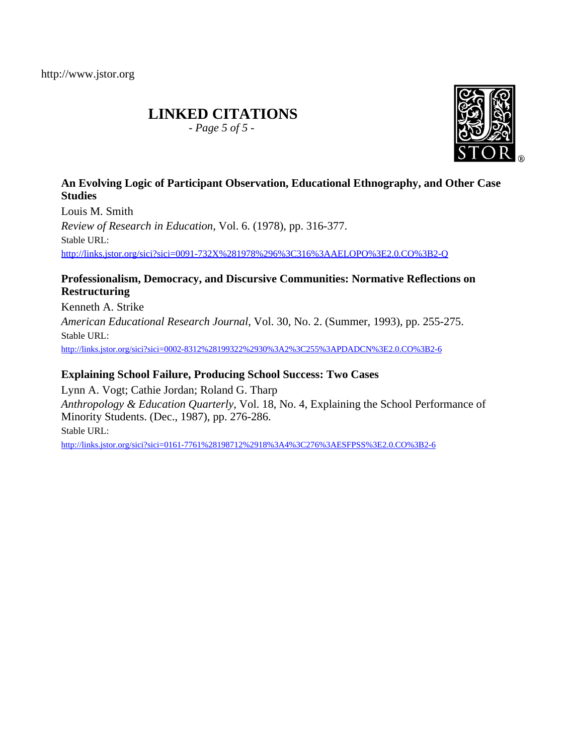http://www.jstor.org

# LINKED CITATIONS

*- Page 5 of 5 -*

**An Evolving Logic of Participant Observation, Educational Ethnography, and Other Case Studies**

Louis M. Smith

*Review of Research in Education*, Vol. 6. (1978), pp. 316-377.

Stable URL:

http://links.jstor.org/sici?sici=0091-732X%281978%296%3C316%3AAELOPO%3E2.0.CO%3B2-Q

**Professionalism, Democracy, and Discursive Communities: Normative Reflections on Restructuring**

Kenneth A. Strike

*American Educational Research Journal*, Vol. 30, No. 2. (Summer, 1993), pp. 255-275.

Stable URL:

http://links.jstor.org/sici?sici=0002-8312%28199322%2930%3A2%3C255%3APDADCN%3E2.0.CO%3B2-6

**Explaining School Failure, Producing School Success: Two Cases**

Lynn A. Vogt; Cathie Jordan; Roland G. Tharp

*Anthropology & Education Quarterly*, Vol. 18, No. 4, Explaining the School Performance of Minority Students. (Dec., 1987), pp. 276-286.

Stable URL:

http://links.jstor.org/sici?sici=0161-7761%28198712%2918%3A4%3C276%3AESFPSS%3E2.0.CO%3B2-6